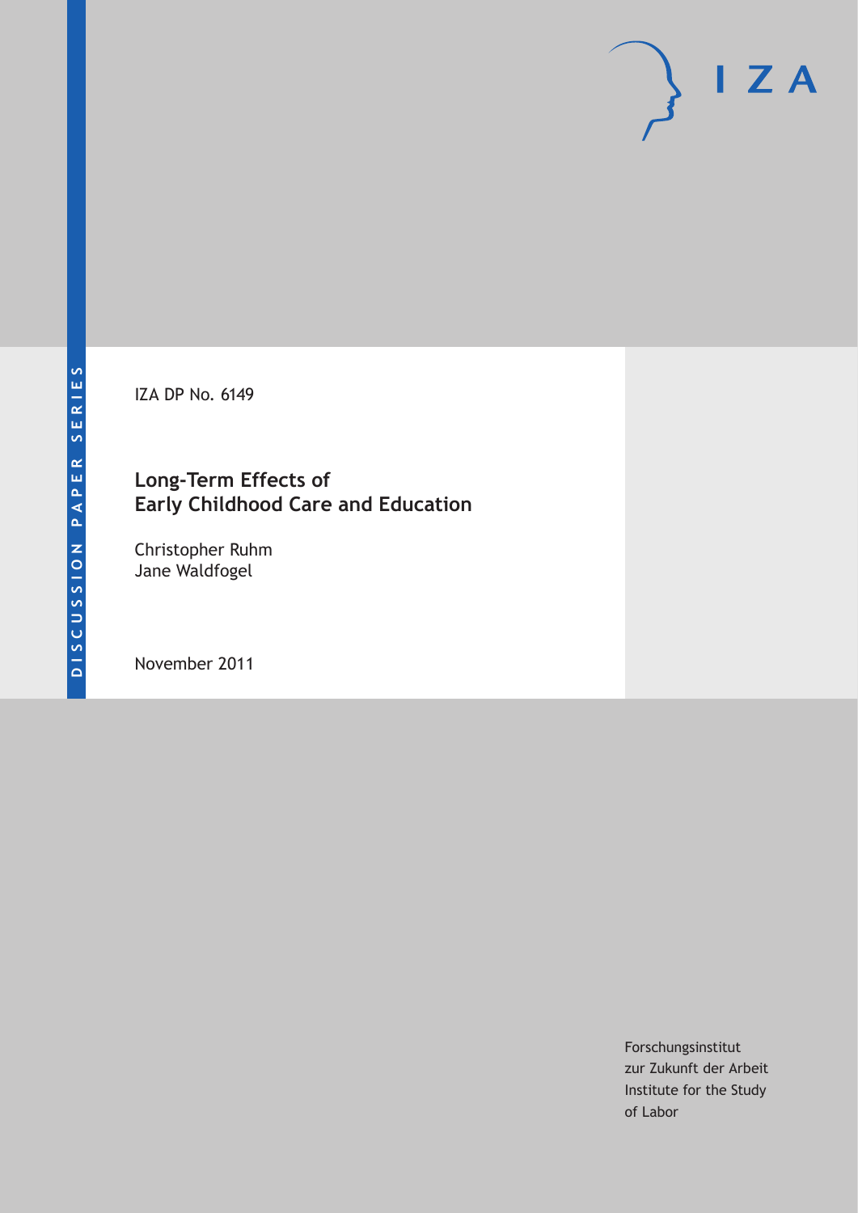DISCUSSION PAPER SERIES

IZA DP No. 6149

# Long-Term Effects of Early Childhood Care and Education

Christopher Ruhm
Jane Waldfogel

November 2011

Forschungsinstitut
zur Zukunft der Arbeit
Institute for the Study
of Labor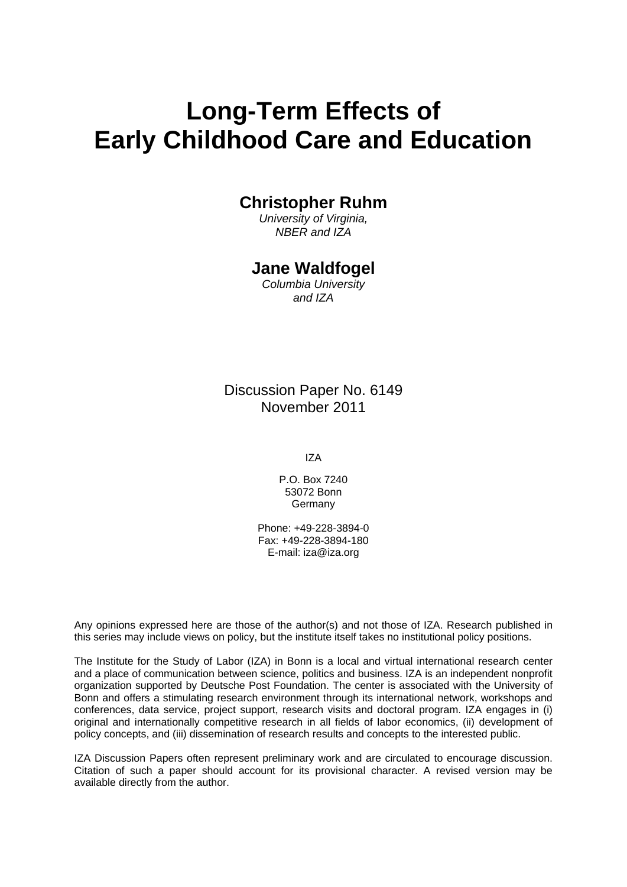# Long-Term Effects of Early Childhood Care and Education

**Christopher Ruhm**
*University of Virginia,*
*NBER and IZA*

**Jane Waldfogel**
*Columbia University*
*and IZA*

Discussion Paper No. 6149
November 2011

IZA

P.O. Box 7240
53072 Bonn
Germany

Phone: +49-228-3894-0
Fax: +49-228-3894-180
E-mail: iza@iza.org

Any opinions expressed here are those of the author(s) and not those of IZA. Research published in this series may include views on policy, but the institute itself takes no institutional policy positions.

The Institute for the Study of Labor (IZA) in Bonn is a local and virtual international research center and a place of communication between science, politics and business. IZA is an independent nonprofit organization supported by Deutsche Post Foundation. The center is associated with the University of Bonn and offers a stimulating research environment through its international network, workshops and conferences, data service, project support, research visits and doctoral program. IZA engages in (i) original and internationally competitive research in all fields of labor economics, (ii) development of policy concepts, and (iii) dissemination of research results and concepts to the interested public.

IZA Discussion Papers often represent preliminary work and are circulated to encourage discussion. Citation of such a paper should account for its provisional character. A revised version may be available directly from the author.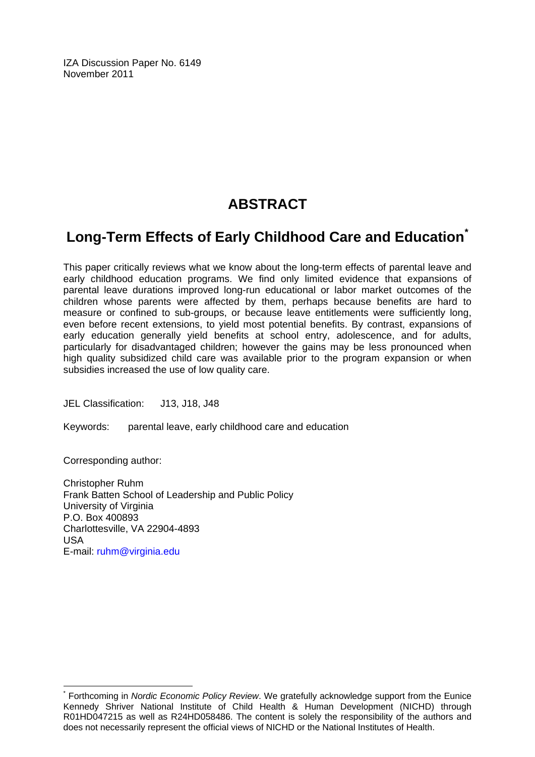IZA Discussion Paper No. 6149
November 2011

# ABSTRACT

## Long-Term Effects of Early Childhood Care and Education[*]

This paper critically reviews what we know about the long-term effects of parental leave and early childhood education programs. We find only limited evidence that expansions of parental leave durations improved long-run educational or labor market outcomes of the children whose parents were affected by them, perhaps because benefits are hard to measure or confined to sub-groups, or because leave entitlements were sufficiently long, even before recent extensions, to yield most potential benefits. By contrast, expansions of early education generally yield benefits at school entry, adolescence, and for adults, particularly for disadvantaged children; however the gains may be less pronounced when high quality subsidized child care was available prior to the program expansion or when subsidies increased the use of low quality care.

JEL Classification: J13, J18, J48

Keywords: parental leave, early childhood care and education

Corresponding author:

Christopher Ruhm
Frank Batten School of Leadership and Public Policy
University of Virginia
P.O. Box 400893
Charlottesville, VA 22904-4893
USA
E-mail: ruhm@virginia.edu

[*] Forthcoming in *Nordic Economic Policy Review*. We gratefully acknowledge support from the Eunice Kennedy Shriver National Institute of Child Health & Human Development (NICHD) through R01HD047215 as well as R24HD058486. The content is solely the responsibility of the authors and does not necessarily represent the official views of NICHD or the National Institutes of Health.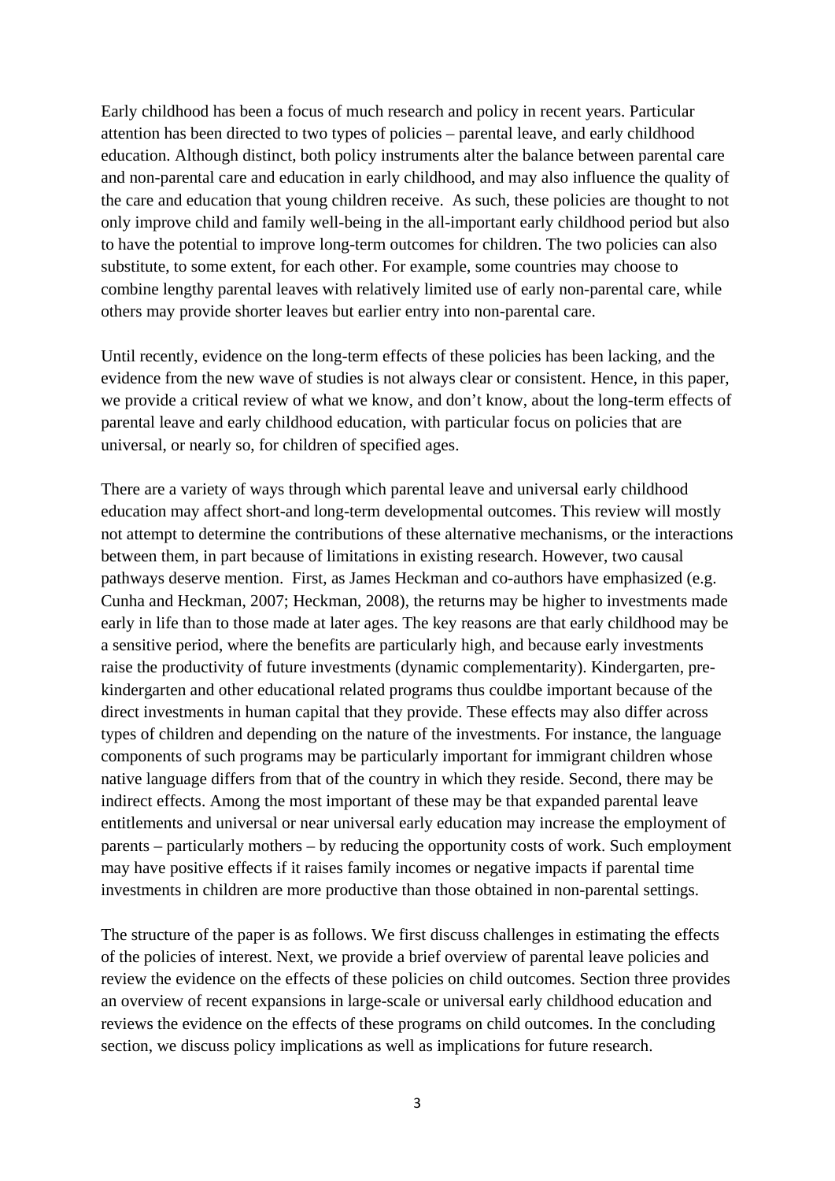Early childhood has been a focus of much research and policy in recent years. Particular attention has been directed to two types of policies – parental leave, and early childhood education. Although distinct, both policy instruments alter the balance between parental care and non-parental care and education in early childhood, and may also influence the quality of the care and education that young children receive. As such, these policies are thought to not only improve child and family well-being in the all-important early childhood period but also to have the potential to improve long-term outcomes for children. The two policies can also substitute, to some extent, for each other. For example, some countries may choose to combine lengthy parental leaves with relatively limited use of early non-parental care, while others may provide shorter leaves but earlier entry into non-parental care.

Until recently, evidence on the long-term effects of these policies has been lacking, and the evidence from the new wave of studies is not always clear or consistent. Hence, in this paper, we provide a critical review of what we know, and don't know, about the long-term effects of parental leave and early childhood education, with particular focus on policies that are universal, or nearly so, for children of specified ages.

There are a variety of ways through which parental leave and universal early childhood education may affect short-and long-term developmental outcomes. This review will mostly not attempt to determine the contributions of these alternative mechanisms, or the interactions between them, in part because of limitations in existing research. However, two causal pathways deserve mention. First, as James Heckman and co-authors have emphasized (e.g. Cunha and Heckman, 2007; Heckman, 2008), the returns may be higher to investments made early in life than to those made at later ages. The key reasons are that early childhood may be a sensitive period, where the benefits are particularly high, and because early investments raise the productivity of future investments (dynamic complementarity). Kindergarten, pre-kindergarten and other educational related programs thus couldbe important because of the direct investments in human capital that they provide. These effects may also differ across types of children and depending on the nature of the investments. For instance, the language components of such programs may be particularly important for immigrant children whose native language differs from that of the country in which they reside. Second, there may be indirect effects. Among the most important of these may be that expanded parental leave entitlements and universal or near universal early education may increase the employment of parents – particularly mothers – by reducing the opportunity costs of work. Such employment may have positive effects if it raises family incomes or negative impacts if parental time investments in children are more productive than those obtained in non-parental settings.

The structure of the paper is as follows. We first discuss challenges in estimating the effects of the policies of interest. Next, we provide a brief overview of parental leave policies and review the evidence on the effects of these policies on child outcomes. Section three provides an overview of recent expansions in large-scale or universal early childhood education and reviews the evidence on the effects of these programs on child outcomes. In the concluding section, we discuss policy implications as well as implications for future research.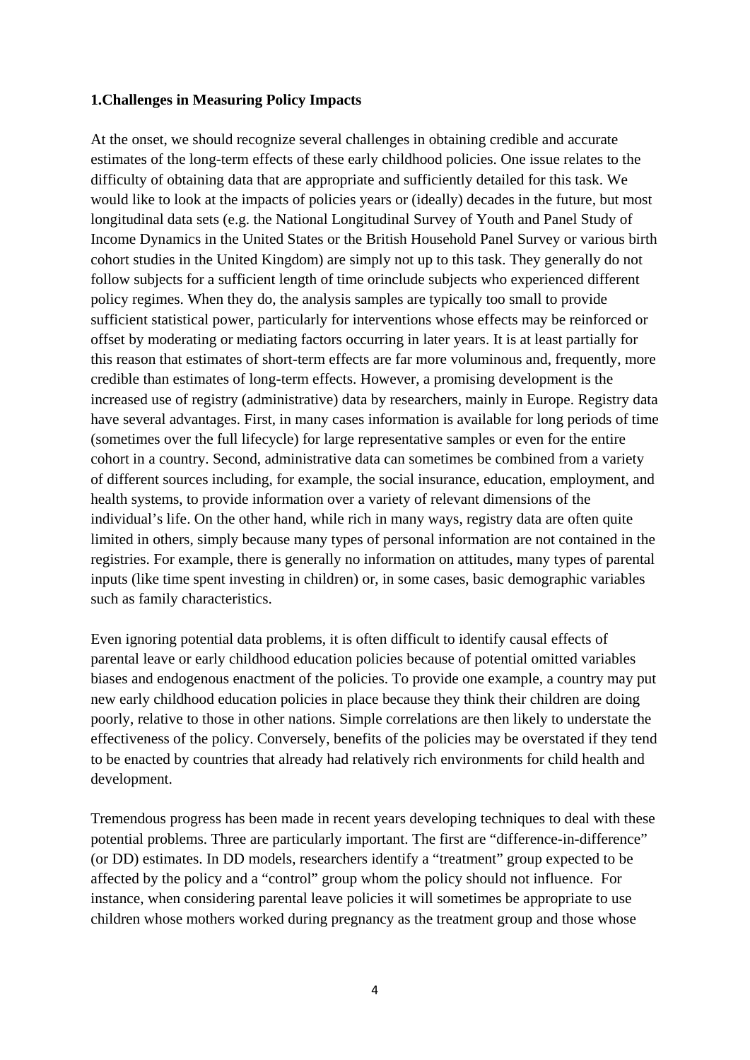**1.Challenges in Measuring Policy Impacts**

At the onset, we should recognize several challenges in obtaining credible and accurate estimates of the long-term effects of these early childhood policies. One issue relates to the difficulty of obtaining data that are appropriate and sufficiently detailed for this task. We would like to look at the impacts of policies years or (ideally) decades in the future, but most longitudinal data sets (e.g. the National Longitudinal Survey of Youth and Panel Study of Income Dynamics in the United States or the British Household Panel Survey or various birth cohort studies in the United Kingdom) are simply not up to this task. They generally do not follow subjects for a sufficient length of time orinclude subjects who experienced different policy regimes. When they do, the analysis samples are typically too small to provide sufficient statistical power, particularly for interventions whose effects may be reinforced or offset by moderating or mediating factors occurring in later years. It is at least partially for this reason that estimates of short-term effects are far more voluminous and, frequently, more credible than estimates of long-term effects. However, a promising development is the increased use of registry (administrative) data by researchers, mainly in Europe. Registry data have several advantages. First, in many cases information is available for long periods of time (sometimes over the full lifecycle) for large representative samples or even for the entire cohort in a country. Second, administrative data can sometimes be combined from a variety of different sources including, for example, the social insurance, education, employment, and health systems, to provide information over a variety of relevant dimensions of the individual's life. On the other hand, while rich in many ways, registry data are often quite limited in others, simply because many types of personal information are not contained in the registries. For example, there is generally no information on attitudes, many types of parental inputs (like time spent investing in children) or, in some cases, basic demographic variables such as family characteristics.

Even ignoring potential data problems, it is often difficult to identify causal effects of parental leave or early childhood education policies because of potential omitted variables biases and endogenous enactment of the policies. To provide one example, a country may put new early childhood education policies in place because they think their children are doing poorly, relative to those in other nations. Simple correlations are then likely to understate the effectiveness of the policy. Conversely, benefits of the policies may be overstated if they tend to be enacted by countries that already had relatively rich environments for child health and development.

Tremendous progress has been made in recent years developing techniques to deal with these potential problems. Three are particularly important. The first are "difference-in-difference" (or DD) estimates. In DD models, researchers identify a "treatment" group expected to be affected by the policy and a "control" group whom the policy should not influence. For instance, when considering parental leave policies it will sometimes be appropriate to use children whose mothers worked during pregnancy as the treatment group and those whose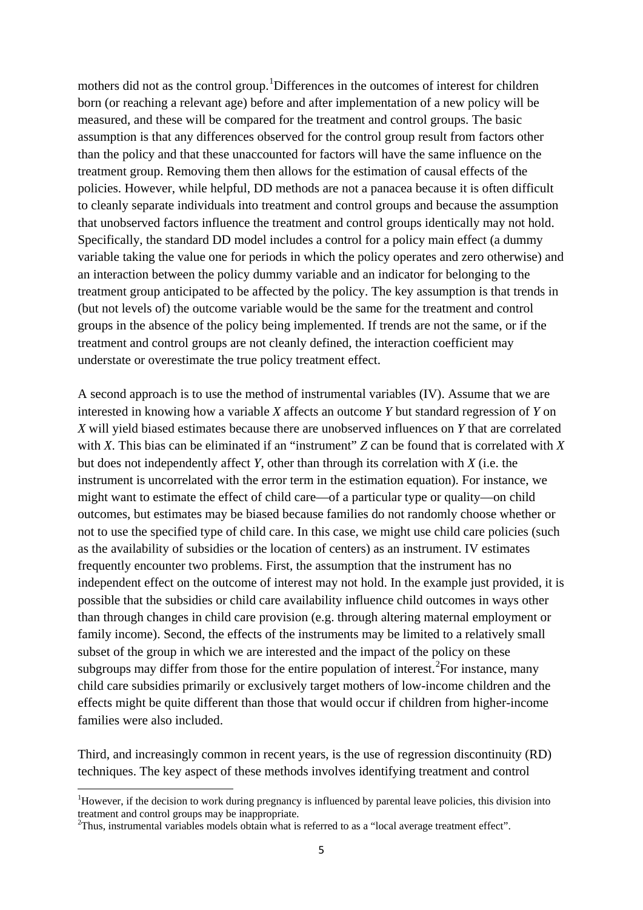mothers did not as the control group.[1] Differences in the outcomes of interest for children born (or reaching a relevant age) before and after implementation of a new policy will be measured, and these will be compared for the treatment and control groups. The basic assumption is that any differences observed for the control group result from factors other than the policy and that these unaccounted for factors will have the same influence on the treatment group. Removing them then allows for the estimation of causal effects of the policies. However, while helpful, DD methods are not a panacea because it is often difficult to cleanly separate individuals into treatment and control groups and because the assumption that unobserved factors influence the treatment and control groups identically may not hold. Specifically, the standard DD model includes a control for a policy main effect (a dummy variable taking the value one for periods in which the policy operates and zero otherwise) and an interaction between the policy dummy variable and an indicator for belonging to the treatment group anticipated to be affected by the policy. The key assumption is that trends in (but not levels of) the outcome variable would be the same for the treatment and control groups in the absence of the policy being implemented. If trends are not the same, or if the treatment and control groups are not cleanly defined, the interaction coefficient may understate or overestimate the true policy treatment effect.

A second approach is to use the method of instrumental variables (IV). Assume that we are interested in knowing how a variable $X$ affects an outcome $Y$ but standard regression of $Y$ on $X$ will yield biased estimates because there are unobserved influences on $Y$ that are correlated with $X$. This bias can be eliminated if an "instrument" $Z$ can be found that is correlated with $X$ but does not independently affect $Y$, other than through its correlation with $X$ (i.e. the instrument is uncorrelated with the error term in the estimation equation). For instance, we might want to estimate the effect of child care—of a particular type or quality—on child outcomes, but estimates may be biased because families do not randomly choose whether or not to use the specified type of child care. In this case, we might use child care policies (such as the availability of subsidies or the location of centers) as an instrument. IV estimates frequently encounter two problems. First, the assumption that the instrument has no independent effect on the outcome of interest may not hold. In the example just provided, it is possible that the subsidies or child care availability influence child outcomes in ways other than through changes in child care provision (e.g. through altering maternal employment or family income). Second, the effects of the instruments may be limited to a relatively small subset of the group in which we are interested and the impact of the policy on these subgroups may differ from those for the entire population of interest.[2] For instance, many child care subsidies primarily or exclusively target mothers of low-income children and the effects might be quite different than those that would occur if children from higher-income families were also included.

Third, and increasingly common in recent years, is the use of regression discontinuity (RD) techniques. The key aspect of these methods involves identifying treatment and control

[1] However, if the decision to work during pregnancy is influenced by parental leave policies, this division into treatment and control groups may be inappropriate.

[2] Thus, instrumental variables models obtain what is referred to as a "local average treatment effect".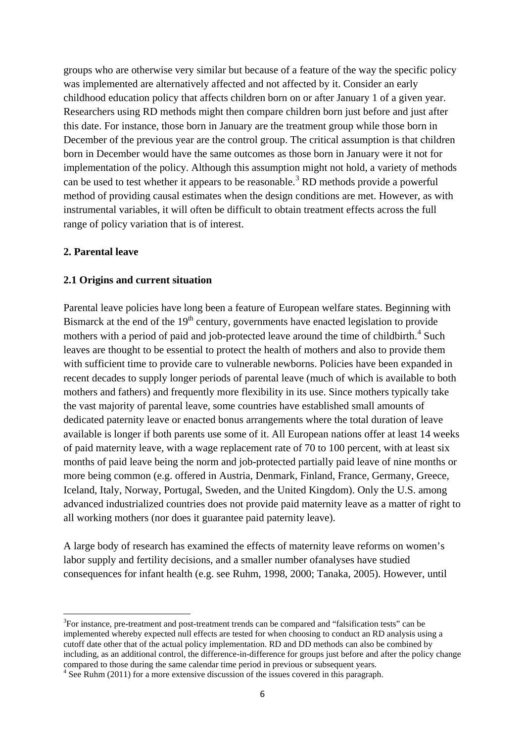groups who are otherwise very similar but because of a feature of the way the specific policy was implemented are alternatively affected and not affected by it. Consider an early childhood education policy that affects children born on or after January 1 of a given year. Researchers using RD methods might then compare children born just before and just after this date. For instance, those born in January are the treatment group while those born in December of the previous year are the control group. The critical assumption is that children born in December would have the same outcomes as those born in January were it not for implementation of the policy. Although this assumption might not hold, a variety of methods can be used to test whether it appears to be reasonable.[3] RD methods provide a powerful method of providing causal estimates when the design conditions are met. However, as with instrumental variables, it will often be difficult to obtain treatment effects across the full range of policy variation that is of interest.

## 2. Parental leave

### 2.1 Origins and current situation

Parental leave policies have long been a feature of European welfare states. Beginning with Bismarck at the end of the 19th century, governments have enacted legislation to provide mothers with a period of paid and job-protected leave around the time of childbirth.[4] Such leaves are thought to be essential to protect the health of mothers and also to provide them with sufficient time to provide care to vulnerable newborns. Policies have been expanded in recent decades to supply longer periods of parental leave (much of which is available to both mothers and fathers) and frequently more flexibility in its use. Since mothers typically take the vast majority of parental leave, some countries have established small amounts of dedicated paternity leave or enacted bonus arrangements where the total duration of leave available is longer if both parents use some of it. All European nations offer at least 14 weeks of paid maternity leave, with a wage replacement rate of 70 to 100 percent, with at least six months of paid leave being the norm and job-protected partially paid leave of nine months or more being common (e.g. offered in Austria, Denmark, Finland, France, Germany, Greece, Iceland, Italy, Norway, Portugal, Sweden, and the United Kingdom). Only the U.S. among advanced industrialized countries does not provide paid maternity leave as a matter of right to all working mothers (nor does it guarantee paid paternity leave).

A large body of research has examined the effects of maternity leave reforms on women's labor supply and fertility decisions, and a smaller number ofanalyses have studied consequences for infant health (e.g. see Ruhm, 1998, 2000; Tanaka, 2005). However, until

[3] For instance, pre-treatment and post-treatment trends can be compared and "falsification tests" can be implemented whereby expected null effects are tested for when choosing to conduct an RD analysis using a cutoff date other that of the actual policy implementation. RD and DD methods can also be combined by including, as an additional control, the difference-in-difference for groups just before and after the policy change compared to those during the same calendar time period in previous or subsequent years.

[4] See Ruhm (2011) for a more extensive discussion of the issues covered in this paragraph.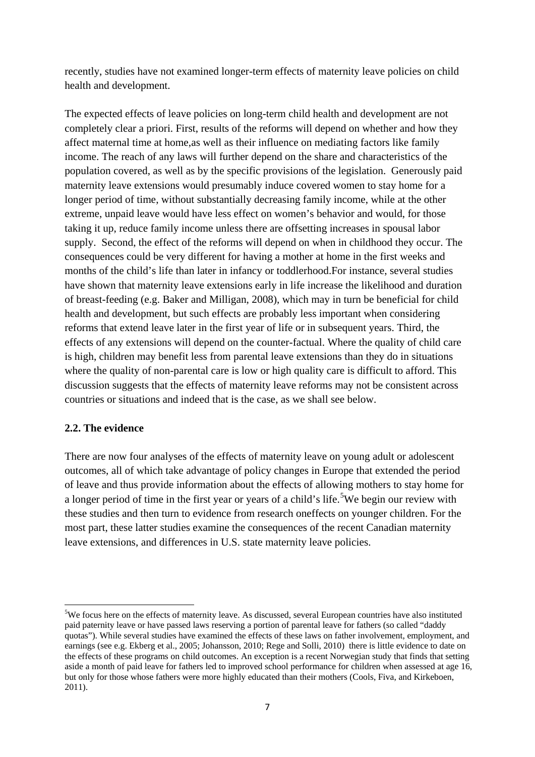recently, studies have not examined longer-term effects of maternity leave policies on child health and development.

The expected effects of leave policies on long-term child health and development are not completely clear a priori. First, results of the reforms will depend on whether and how they affect maternal time at home,as well as their influence on mediating factors like family income. The reach of any laws will further depend on the share and characteristics of the population covered, as well as by the specific provisions of the legislation. Generously paid maternity leave extensions would presumably induce covered women to stay home for a longer period of time, without substantially decreasing family income, while at the other extreme, unpaid leave would have less effect on women's behavior and would, for those taking it up, reduce family income unless there are offsetting increases in spousal labor supply. Second, the effect of the reforms will depend on when in childhood they occur. The consequences could be very different for having a mother at home in the first weeks and months of the child's life than later in infancy or toddlerhood.For instance, several studies have shown that maternity leave extensions early in life increase the likelihood and duration of breast-feeding (e.g. Baker and Milligan, 2008), which may in turn be beneficial for child health and development, but such effects are probably less important when considering reforms that extend leave later in the first year of life or in subsequent years. Third, the effects of any extensions will depend on the counter-factual. Where the quality of child care is high, children may benefit less from parental leave extensions than they do in situations where the quality of non-parental care is low or high quality care is difficult to afford. This discussion suggests that the effects of maternity leave reforms may not be consistent across countries or situations and indeed that is the case, as we shall see below.

### 2.2. The evidence

There are now four analyses of the effects of maternity leave on young adult or adolescent outcomes, all of which take advantage of policy changes in Europe that extended the period of leave and thus provide information about the effects of allowing mothers to stay home for a longer period of time in the first year or years of a child's life.[5]We begin our review with these studies and then turn to evidence from research oneffects on younger children. For the most part, these latter studies examine the consequences of the recent Canadian maternity leave extensions, and differences in U.S. state maternity leave policies.

---

[5]We focus here on the effects of maternity leave. As discussed, several European countries have also instituted paid paternity leave or have passed laws reserving a portion of parental leave for fathers (so called "daddy quotas"). While several studies have examined the effects of these laws on father involvement, employment, and earnings (see e.g. Ekberg et al., 2005; Johansson, 2010; Rege and Solli, 2010) there is little evidence to date on the effects of these programs on child outcomes. An exception is a recent Norwegian study that finds that setting aside a month of paid leave for fathers led to improved school performance for children when assessed at age 16, but only for those whose fathers were more highly educated than their mothers (Cools, Fiva, and Kirkeboen, 2011).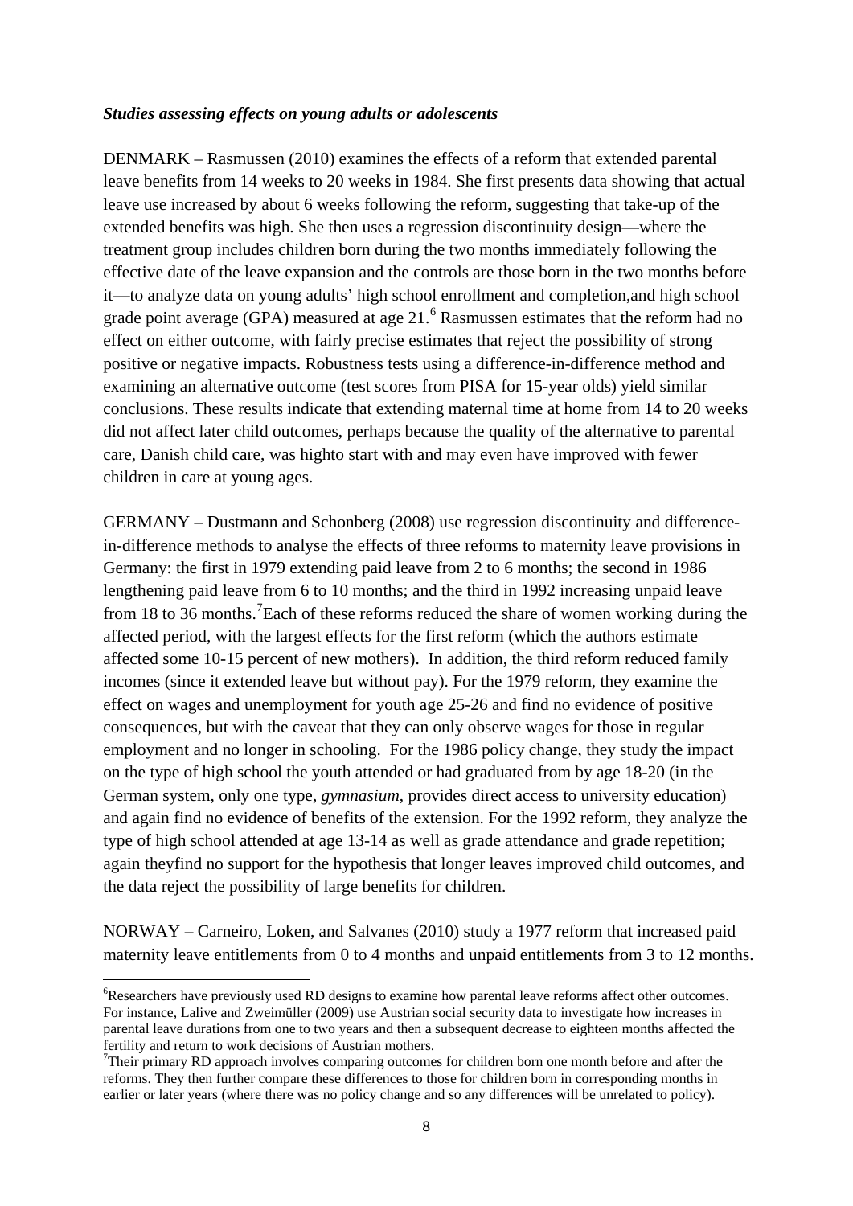***Studies assessing effects on young adults or adolescents***

DENMARK – Rasmussen (2010) examines the effects of a reform that extended parental leave benefits from 14 weeks to 20 weeks in 1984. She first presents data showing that actual leave use increased by about 6 weeks following the reform, suggesting that take-up of the extended benefits was high. She then uses a regression discontinuity design—where the treatment group includes children born during the two months immediately following the effective date of the leave expansion and the controls are those born in the two months before it—to analyze data on young adults' high school enrollment and completion,and high school grade point average (GPA) measured at age 21.[6] Rasmussen estimates that the reform had no effect on either outcome, with fairly precise estimates that reject the possibility of strong positive or negative impacts. Robustness tests using a difference-in-difference method and examining an alternative outcome (test scores from PISA for 15-year olds) yield similar conclusions. These results indicate that extending maternal time at home from 14 to 20 weeks did not affect later child outcomes, perhaps because the quality of the alternative to parental care, Danish child care, was highto start with and may even have improved with fewer children in care at young ages.

GERMANY – Dustmann and Schonberg (2008) use regression discontinuity and difference-in-difference methods to analyse the effects of three reforms to maternity leave provisions in Germany: the first in 1979 extending paid leave from 2 to 6 months; the second in 1986 lengthening paid leave from 6 to 10 months; and the third in 1992 increasing unpaid leave from 18 to 36 months.[7]Each of these reforms reduced the share of women working during the affected period, with the largest effects for the first reform (which the authors estimate affected some 10-15 percent of new mothers). In addition, the third reform reduced family incomes (since it extended leave but without pay). For the 1979 reform, they examine the effect on wages and unemployment for youth age 25-26 and find no evidence of positive consequences, but with the caveat that they can only observe wages for those in regular employment and no longer in schooling. For the 1986 policy change, they study the impact on the type of high school the youth attended or had graduated from by age 18-20 (in the German system, only one type, *gymnasium*, provides direct access to university education) and again find no evidence of benefits of the extension. For the 1992 reform, they analyze the type of high school attended at age 13-14 as well as grade attendance and grade repetition; again theyfind no support for the hypothesis that longer leaves improved child outcomes, and the data reject the possibility of large benefits for children.

NORWAY – Carneiro, Loken, and Salvanes (2010) study a 1977 reform that increased paid maternity leave entitlements from 0 to 4 months and unpaid entitlements from 3 to 12 months.

[6]Researchers have previously used RD designs to examine how parental leave reforms affect other outcomes. For instance, Lalive and Zweimüller (2009) use Austrian social security data to investigate how increases in parental leave durations from one to two years and then a subsequent decrease to eighteen months affected the fertility and return to work decisions of Austrian mothers.

[7]Their primary RD approach involves comparing outcomes for children born one month before and after the reforms. They then further compare these differences to those for children born in corresponding months in earlier or later years (where there was no policy change and so any differences will be unrelated to policy).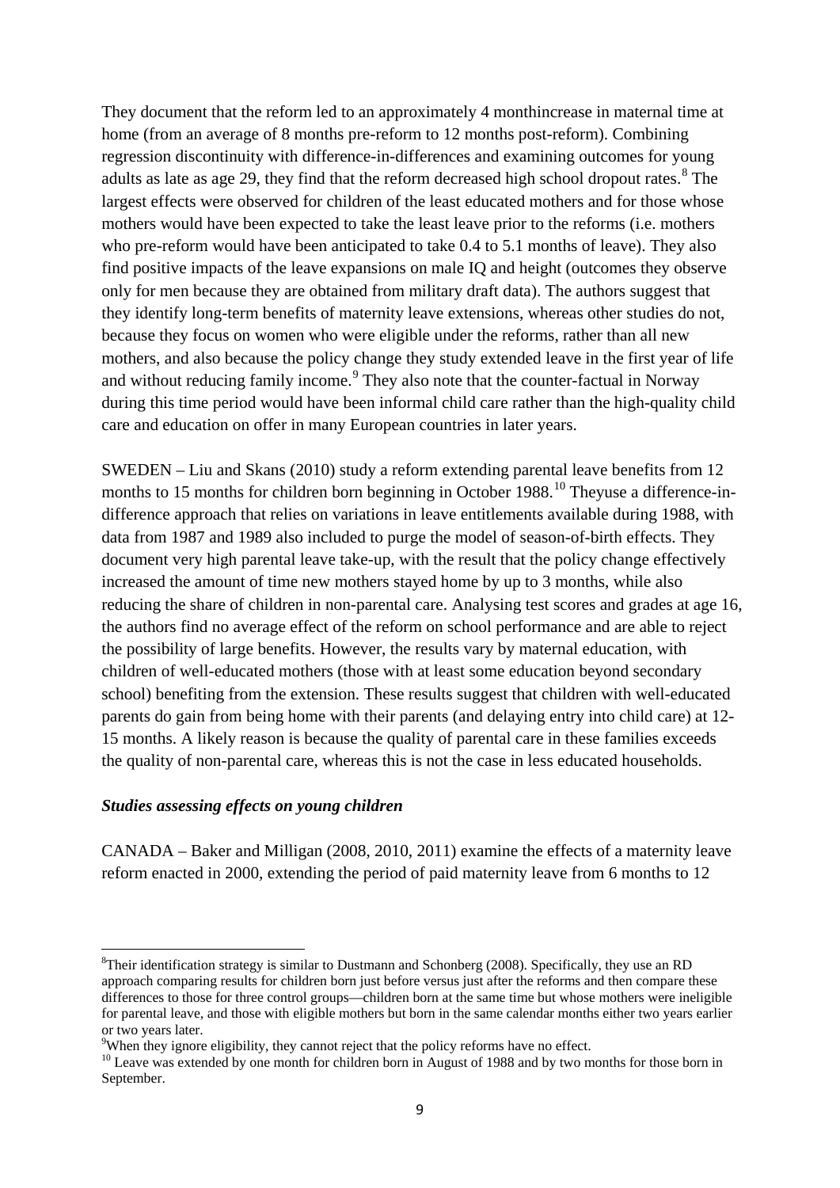They document that the reform led to an approximately 4 monthincrease in maternal time at home (from an average of 8 months pre-reform to 12 months post-reform). Combining regression discontinuity with difference-in-differences and examining outcomes for young adults as late as age 29, they find that the reform decreased high school dropout rates.[8] The largest effects were observed for children of the least educated mothers and for those whose mothers would have been expected to take the least leave prior to the reforms (i.e. mothers who pre-reform would have been anticipated to take 0.4 to 5.1 months of leave). They also find positive impacts of the leave expansions on male IQ and height (outcomes they observe only for men because they are obtained from military draft data). The authors suggest that they identify long-term benefits of maternity leave extensions, whereas other studies do not, because they focus on women who were eligible under the reforms, rather than all new mothers, and also because the policy change they study extended leave in the first year of life and without reducing family income.[9] They also note that the counter-factual in Norway during this time period would have been informal child care rather than the high-quality child care and education on offer in many European countries in later years.

SWEDEN – Liu and Skans (2010) study a reform extending parental leave benefits from 12 months to 15 months for children born beginning in October 1988.[10] Theyuse a difference-in-difference approach that relies on variations in leave entitlements available during 1988, with data from 1987 and 1989 also included to purge the model of season-of-birth effects. They document very high parental leave take-up, with the result that the policy change effectively increased the amount of time new mothers stayed home by up to 3 months, while also reducing the share of children in non-parental care. Analysing test scores and grades at age 16, the authors find no average effect of the reform on school performance and are able to reject the possibility of large benefits. However, the results vary by maternal education, with children of well-educated mothers (those with at least some education beyond secondary school) benefiting from the extension. These results suggest that children with well-educated parents do gain from being home with their parents (and delaying entry into child care) at 12-15 months. A likely reason is because the quality of parental care in these families exceeds the quality of non-parental care, whereas this is not the case in less educated households.

***Studies assessing effects on young children***

CANADA – Baker and Milligan (2008, 2010, 2011) examine the effects of a maternity leave reform enacted in 2000, extending the period of paid maternity leave from 6 months to 12

---

[8]Their identification strategy is similar to Dustmann and Schonberg (2008). Specifically, they use an RD approach comparing results for children born just before versus just after the reforms and then compare these differences to those for three control groups—children born at the same time but whose mothers were ineligible for parental leave, and those with eligible mothers but born in the same calendar months either two years earlier or two years later.

[9]When they ignore eligibility, they cannot reject that the policy reforms have no effect.

[10] Leave was extended by one month for children born in August of 1988 and by two months for those born in September.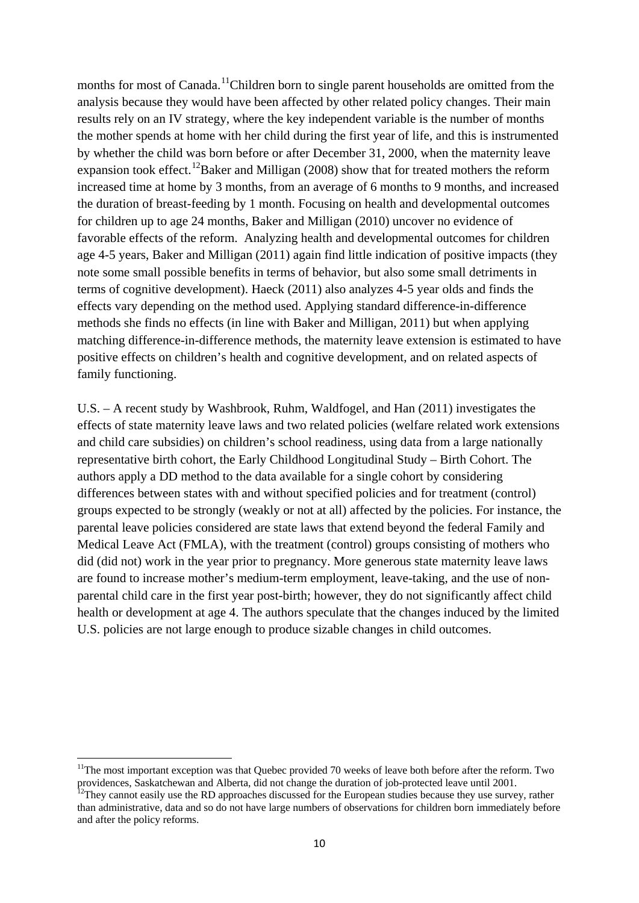months for most of Canada.[11] Children born to single parent households are omitted from the analysis because they would have been affected by other related policy changes. Their main results rely on an IV strategy, where the key independent variable is the number of months the mother spends at home with her child during the first year of life, and this is instrumented by whether the child was born before or after December 31, 2000, when the maternity leave expansion took effect.[12] Baker and Milligan (2008) show that for treated mothers the reform increased time at home by 3 months, from an average of 6 months to 9 months, and increased the duration of breast-feeding by 1 month. Focusing on health and developmental outcomes for children up to age 24 months, Baker and Milligan (2010) uncover no evidence of favorable effects of the reform. Analyzing health and developmental outcomes for children age 4-5 years, Baker and Milligan (2011) again find little indication of positive impacts (they note some small possible benefits in terms of behavior, but also some small detriments in terms of cognitive development). Haeck (2011) also analyzes 4-5 year olds and finds the effects vary depending on the method used. Applying standard difference-in-difference methods she finds no effects (in line with Baker and Milligan, 2011) but when applying matching difference-in-difference methods, the maternity leave extension is estimated to have positive effects on children's health and cognitive development, and on related aspects of family functioning.

U.S. – A recent study by Washbrook, Ruhm, Waldfogel, and Han (2011) investigates the effects of state maternity leave laws and two related policies (welfare related work extensions and child care subsidies) on children's school readiness, using data from a large nationally representative birth cohort, the Early Childhood Longitudinal Study – Birth Cohort. The authors apply a DD method to the data available for a single cohort by considering differences between states with and without specified policies and for treatment (control) groups expected to be strongly (weakly or not at all) affected by the policies. For instance, the parental leave policies considered are state laws that extend beyond the federal Family and Medical Leave Act (FMLA), with the treatment (control) groups consisting of mothers who did (did not) work in the year prior to pregnancy. More generous state maternity leave laws are found to increase mother's medium-term employment, leave-taking, and the use of non-parental child care in the first year post-birth; however, they do not significantly affect child health or development at age 4. The authors speculate that the changes induced by the limited U.S. policies are not large enough to produce sizable changes in child outcomes.

[11] The most important exception was that Quebec provided 70 weeks of leave both before after the reform. Two providences, Saskatchewan and Alberta, did not change the duration of job-protected leave until 2001.

[12] They cannot easily use the RD approaches discussed for the European studies because they use survey, rather than administrative, data and so do not have large numbers of observations for children born immediately before and after the policy reforms.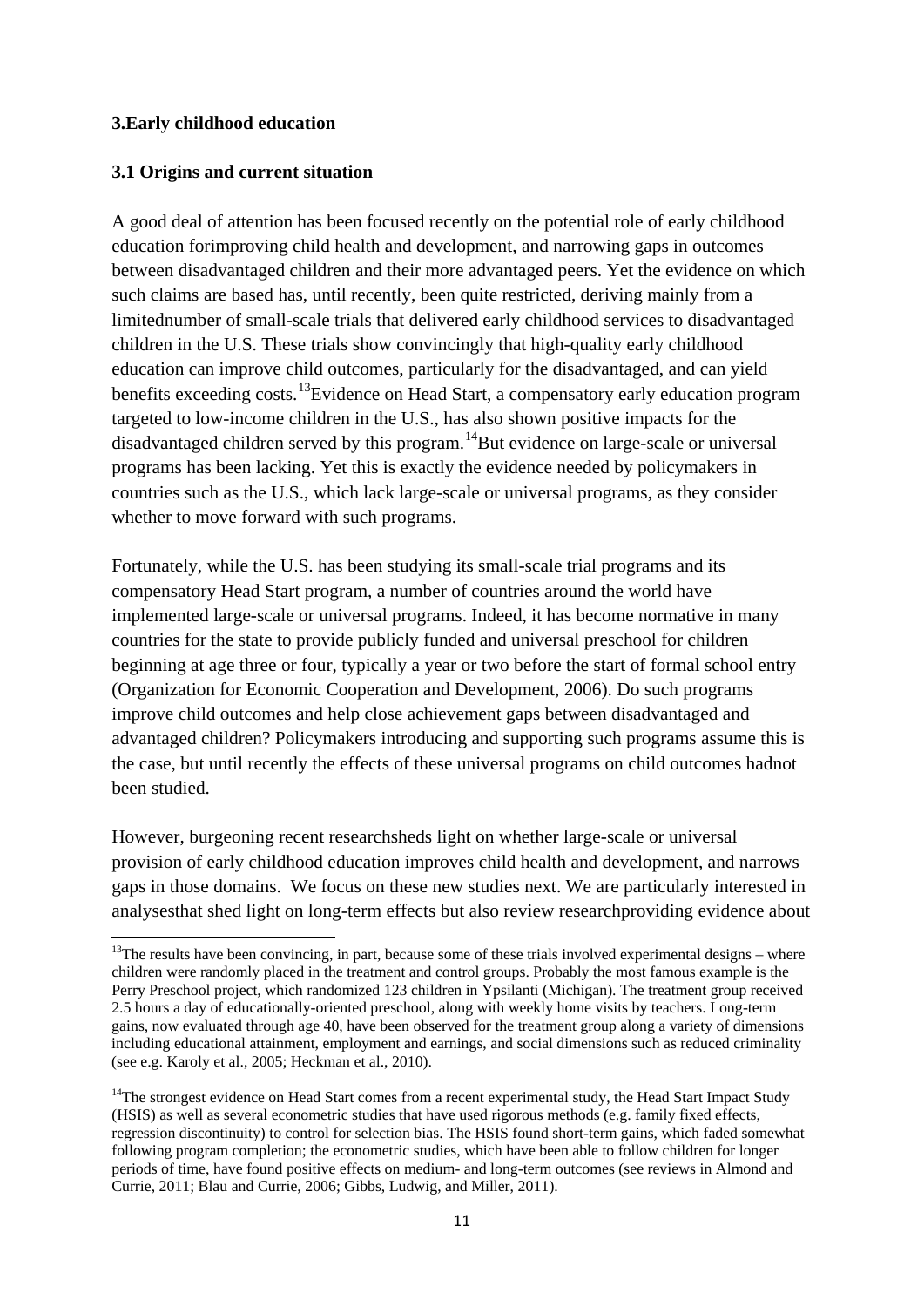## 3.Early childhood education

### 3.1 Origins and current situation

A good deal of attention has been focused recently on the potential role of early childhood education forimproving child health and development, and narrowing gaps in outcomes between disadvantaged children and their more advantaged peers. Yet the evidence on which such claims are based has, until recently, been quite restricted, deriving mainly from a limitednumber of small-scale trials that delivered early childhood services to disadvantaged children in the U.S. These trials show convincingly that high-quality early childhood education can improve child outcomes, particularly for the disadvantaged, and can yield benefits exceeding costs.[13]Evidence on Head Start, a compensatory early education program targeted to low-income children in the U.S., has also shown positive impacts for the disadvantaged children served by this program.[14]But evidence on large-scale or universal programs has been lacking. Yet this is exactly the evidence needed by policymakers in countries such as the U.S., which lack large-scale or universal programs, as they consider whether to move forward with such programs.

Fortunately, while the U.S. has been studying its small-scale trial programs and its compensatory Head Start program, a number of countries around the world have implemented large-scale or universal programs. Indeed, it has become normative in many countries for the state to provide publicly funded and universal preschool for children beginning at age three or four, typically a year or two before the start of formal school entry (Organization for Economic Cooperation and Development, 2006). Do such programs improve child outcomes and help close achievement gaps between disadvantaged and advantaged children? Policymakers introducing and supporting such programs assume this is the case, but until recently the effects of these universal programs on child outcomes hadnot been studied.

However, burgeoning recent researchsheds light on whether large-scale or universal provision of early childhood education improves child health and development, and narrows gaps in those domains. We focus on these new studies next. We are particularly interested in analysesthat shed light on long-term effects but also review researchproviding evidence about

---

[13]The results have been convincing, in part, because some of these trials involved experimental designs – where children were randomly placed in the treatment and control groups. Probably the most famous example is the Perry Preschool project, which randomized 123 children in Ypsilanti (Michigan). The treatment group received 2.5 hours a day of educationally-oriented preschool, along with weekly home visits by teachers. Long-term gains, now evaluated through age 40, have been observed for the treatment group along a variety of dimensions including educational attainment, employment and earnings, and social dimensions such as reduced criminality (see e.g. Karoly et al., 2005; Heckman et al., 2010).

[14]The strongest evidence on Head Start comes from a recent experimental study, the Head Start Impact Study (HSIS) as well as several econometric studies that have used rigorous methods (e.g. family fixed effects, regression discontinuity) to control for selection bias. The HSIS found short-term gains, which faded somewhat following program completion; the econometric studies, which have been able to follow children for longer periods of time, have found positive effects on medium- and long-term outcomes (see reviews in Almond and Currie, 2011; Blau and Currie, 2006; Gibbs, Ludwig, and Miller, 2011).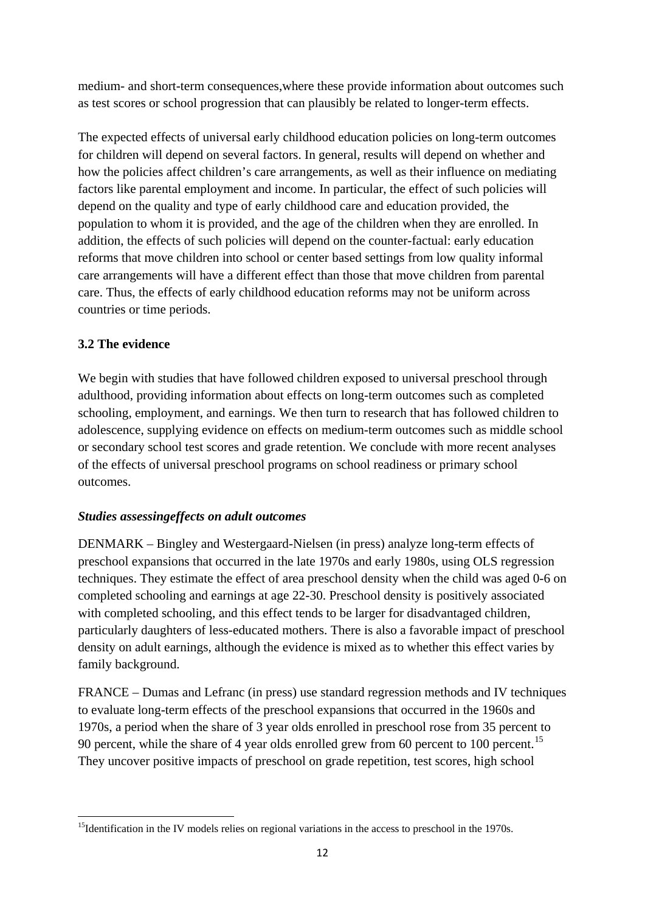medium- and short-term consequences,where these provide information about outcomes such as test scores or school progression that can plausibly be related to longer-term effects.

The expected effects of universal early childhood education policies on long-term outcomes for children will depend on several factors. In general, results will depend on whether and how the policies affect children's care arrangements, as well as their influence on mediating factors like parental employment and income. In particular, the effect of such policies will depend on the quality and type of early childhood care and education provided, the population to whom it is provided, and the age of the children when they are enrolled. In addition, the effects of such policies will depend on the counter-factual: early education reforms that move children into school or center based settings from low quality informal care arrangements will have a different effect than those that move children from parental care. Thus, the effects of early childhood education reforms may not be uniform across countries or time periods.

### 3.2 The evidence

We begin with studies that have followed children exposed to universal preschool through adulthood, providing information about effects on long-term outcomes such as completed schooling, employment, and earnings. We then turn to research that has followed children to adolescence, supplying evidence on effects on medium-term outcomes such as middle school or secondary school test scores and grade retention. We conclude with more recent analyses of the effects of universal preschool programs on school readiness or primary school outcomes.

#### *Studies assessingeffects on adult outcomes*

DENMARK – Bingley and Westergaard-Nielsen (in press) analyze long-term effects of preschool expansions that occurred in the late 1970s and early 1980s, using OLS regression techniques. They estimate the effect of area preschool density when the child was aged 0-6 on completed schooling and earnings at age 22-30. Preschool density is positively associated with completed schooling, and this effect tends to be larger for disadvantaged children, particularly daughters of less-educated mothers. There is also a favorable impact of preschool density on adult earnings, although the evidence is mixed as to whether this effect varies by family background.

FRANCE – Dumas and Lefranc (in press) use standard regression methods and IV techniques to evaluate long-term effects of the preschool expansions that occurred in the 1960s and 1970s, a period when the share of 3 year olds enrolled in preschool rose from 35 percent to 90 percent, while the share of 4 year olds enrolled grew from 60 percent to 100 percent.[15] They uncover positive impacts of preschool on grade repetition, test scores, high school

[15] Identification in the IV models relies on regional variations in the access to preschool in the 1970s.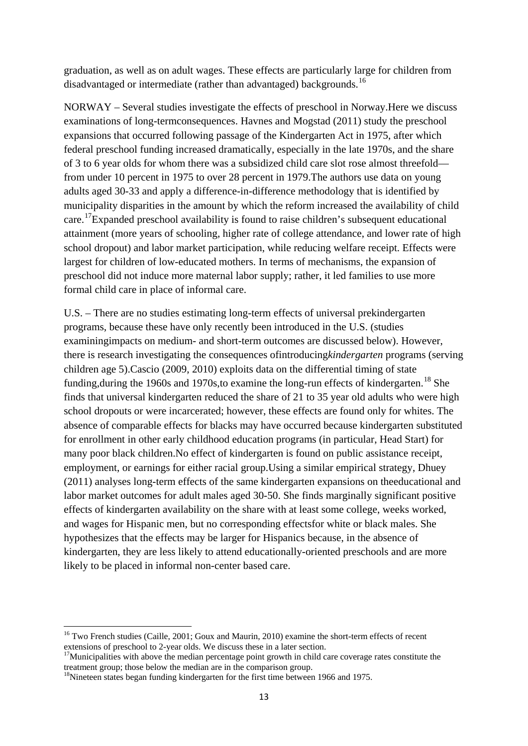graduation, as well as on adult wages. These effects are particularly large for children from disadvantaged or intermediate (rather than advantaged) backgrounds.[16]

NORWAY – Several studies investigate the effects of preschool in Norway.Here we discuss examinations of long-termconsequences. Havnes and Mogstad (2011) study the preschool expansions that occurred following passage of the Kindergarten Act in 1975, after which federal preschool funding increased dramatically, especially in the late 1970s, and the share of 3 to 6 year olds for whom there was a subsidized child care slot rose almost threefold—from under 10 percent in 1975 to over 28 percent in 1979.The authors use data on young adults aged 30-33 and apply a difference-in-difference methodology that is identified by municipality disparities in the amount by which the reform increased the availability of child care.[17]Expanded preschool availability is found to raise children's subsequent educational attainment (more years of schooling, higher rate of college attendance, and lower rate of high school dropout) and labor market participation, while reducing welfare receipt. Effects were largest for children of low-educated mothers. In terms of mechanisms, the expansion of preschool did not induce more maternal labor supply; rather, it led families to use more formal child care in place of informal care.

U.S. – There are no studies estimating long-term effects of universal prekindergarten programs, because these have only recently been introduced in the U.S. (studies examiningimpacts on medium- and short-term outcomes are discussed below). However, there is research investigating the consequences ofintroducing*kindergarten* programs (serving children age 5).Cascio (2009, 2010) exploits data on the differential timing of state funding,during the 1960s and 1970s,to examine the long-run effects of kindergarten.[18] She finds that universal kindergarten reduced the share of 21 to 35 year old adults who were high school dropouts or were incarcerated; however, these effects are found only for whites. The absence of comparable effects for blacks may have occurred because kindergarten substituted for enrollment in other early childhood education programs (in particular, Head Start) for many poor black children.No effect of kindergarten is found on public assistance receipt, employment, or earnings for either racial group.Using a similar empirical strategy, Dhuey (2011) analyses long-term effects of the same kindergarten expansions on theeducational and labor market outcomes for adult males aged 30-50. She finds marginally significant positive effects of kindergarten availability on the share with at least some college, weeks worked, and wages for Hispanic men, but no corresponding effectsfor white or black males. She hypothesizes that the effects may be larger for Hispanics because, in the absence of kindergarten, they are less likely to attend educationally-oriented preschools and are more likely to be placed in informal non-center based care.

---

[16] Two French studies (Caille, 2001; Goux and Maurin, 2010) examine the short-term effects of recent extensions of preschool to 2-year olds. We discuss these in a later section.

[17]Municipalities with above the median percentage point growth in child care coverage rates constitute the treatment group; those below the median are in the comparison group.

[18]Nineteen states began funding kindergarten for the first time between 1966 and 1975.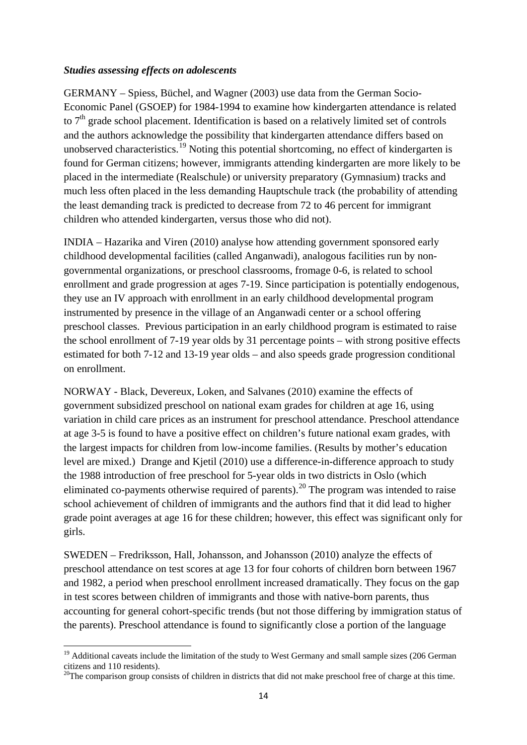***Studies assessing effects on adolescents***

GERMANY – Spiess, Büchel, and Wagner (2003) use data from the German Socio-Economic Panel (GSOEP) for 1984-1994 to examine how kindergarten attendance is related to 7th grade school placement. Identification is based on a relatively limited set of controls and the authors acknowledge the possibility that kindergarten attendance differs based on unobserved characteristics.[19] Noting this potential shortcoming, no effect of kindergarten is found for German citizens; however, immigrants attending kindergarten are more likely to be placed in the intermediate (Realschule) or university preparatory (Gymnasium) tracks and much less often placed in the less demanding Hauptschule track (the probability of attending the least demanding track is predicted to decrease from 72 to 46 percent for immigrant children who attended kindergarten, versus those who did not).

INDIA – Hazarika and Viren (2010) analyse how attending government sponsored early childhood developmental facilities (called Anganwadi), analogous facilities run by non-governmental organizations, or preschool classrooms, fromage 0-6, is related to school enrollment and grade progression at ages 7-19. Since participation is potentially endogenous, they use an IV approach with enrollment in an early childhood developmental program instrumented by presence in the village of an Anganwadi center or a school offering preschool classes. Previous participation in an early childhood program is estimated to raise the school enrollment of 7-19 year olds by 31 percentage points – with strong positive effects estimated for both 7-12 and 13-19 year olds – and also speeds grade progression conditional on enrollment.

NORWAY - Black, Devereux, Loken, and Salvanes (2010) examine the effects of government subsidized preschool on national exam grades for children at age 16, using variation in child care prices as an instrument for preschool attendance. Preschool attendance at age 3-5 is found to have a positive effect on children's future national exam grades, with the largest impacts for children from low-income families. (Results by mother's education level are mixed.) Drange and Kjetil (2010) use a difference-in-difference approach to study the 1988 introduction of free preschool for 5-year olds in two districts in Oslo (which eliminated co-payments otherwise required of parents).[20] The program was intended to raise school achievement of children of immigrants and the authors find that it did lead to higher grade point averages at age 16 for these children; however, this effect was significant only for girls.

SWEDEN – Fredriksson, Hall, Johansson, and Johansson (2010) analyze the effects of preschool attendance on test scores at age 13 for four cohorts of children born between 1967 and 1982, a period when preschool enrollment increased dramatically. They focus on the gap in test scores between children of immigrants and those with native-born parents, thus accounting for general cohort-specific trends (but not those differing by immigration status of the parents). Preschool attendance is found to significantly close a portion of the language

[19] Additional caveats include the limitation of the study to West Germany and small sample sizes (206 German citizens and 110 residents).

[20] The comparison group consists of children in districts that did not make preschool free of charge at this time.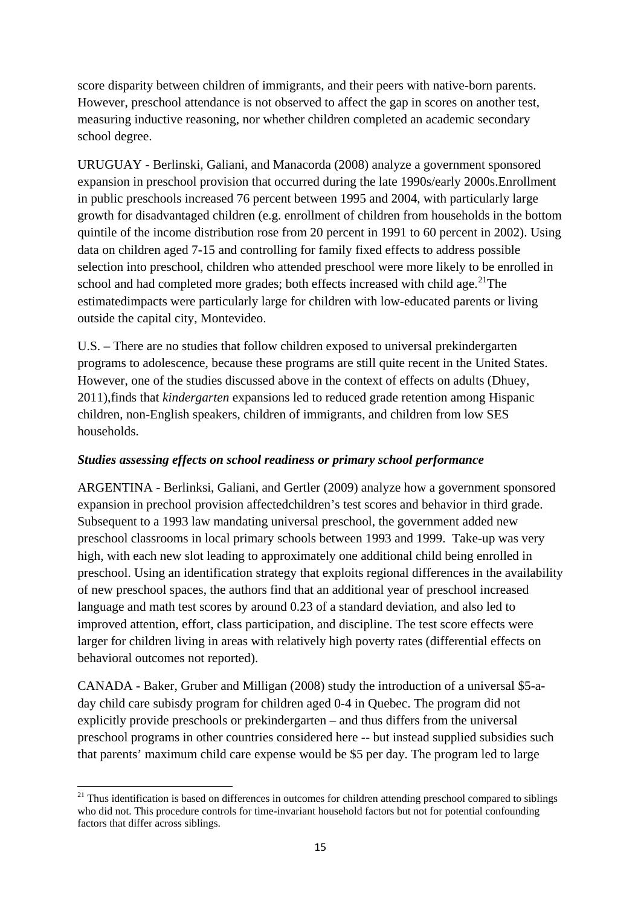score disparity between children of immigrants, and their peers with native-born parents. However, preschool attendance is not observed to affect the gap in scores on another test, measuring inductive reasoning, nor whether children completed an academic secondary school degree.

URUGUAY - Berlinski, Galiani, and Manacorda (2008) analyze a government sponsored expansion in preschool provision that occurred during the late 1990s/early 2000s.Enrollment in public preschools increased 76 percent between 1995 and 2004, with particularly large growth for disadvantaged children (e.g. enrollment of children from households in the bottom quintile of the income distribution rose from 20 percent in 1991 to 60 percent in 2002). Using data on children aged 7-15 and controlling for family fixed effects to address possible selection into preschool, children who attended preschool were more likely to be enrolled in school and had completed more grades; both effects increased with child age.[21]The estimatedimpacts were particularly large for children with low-educated parents or living outside the capital city, Montevideo.

U.S. – There are no studies that follow children exposed to universal prekindergarten programs to adolescence, because these programs are still quite recent in the United States. However, one of the studies discussed above in the context of effects on adults (Dhuey, 2011),finds that *kindergarten* expansions led to reduced grade retention among Hispanic children, non-English speakers, children of immigrants, and children from low SES households.

***Studies assessing effects on school readiness or primary school performance***

ARGENTINA - Berlinksi, Galiani, and Gertler (2009) analyze how a government sponsored expansion in prechool provision affectedchildren's test scores and behavior in third grade. Subsequent to a 1993 law mandating universal preschool, the government added new preschool classrooms in local primary schools between 1993 and 1999. Take-up was very high, with each new slot leading to approximately one additional child being enrolled in preschool. Using an identification strategy that exploits regional differences in the availability of new preschool spaces, the authors find that an additional year of preschool increased language and math test scores by around 0.23 of a standard deviation, and also led to improved attention, effort, class participation, and discipline. The test score effects were larger for children living in areas with relatively high poverty rates (differential effects on behavioral outcomes not reported).

CANADA - Baker, Gruber and Milligan (2008) study the introduction of a universal \$5-a-day child care subisdy program for children aged 0-4 in Quebec. The program did not explicitly provide preschools or prekindergarten – and thus differs from the universal preschool programs in other countries considered here -- but instead supplied subsidies such that parents' maximum child care expense would be \$5 per day. The program led to large

[21] Thus identification is based on differences in outcomes for children attending preschool compared to siblings who did not. This procedure controls for time-invariant household factors but not for potential confounding factors that differ across siblings.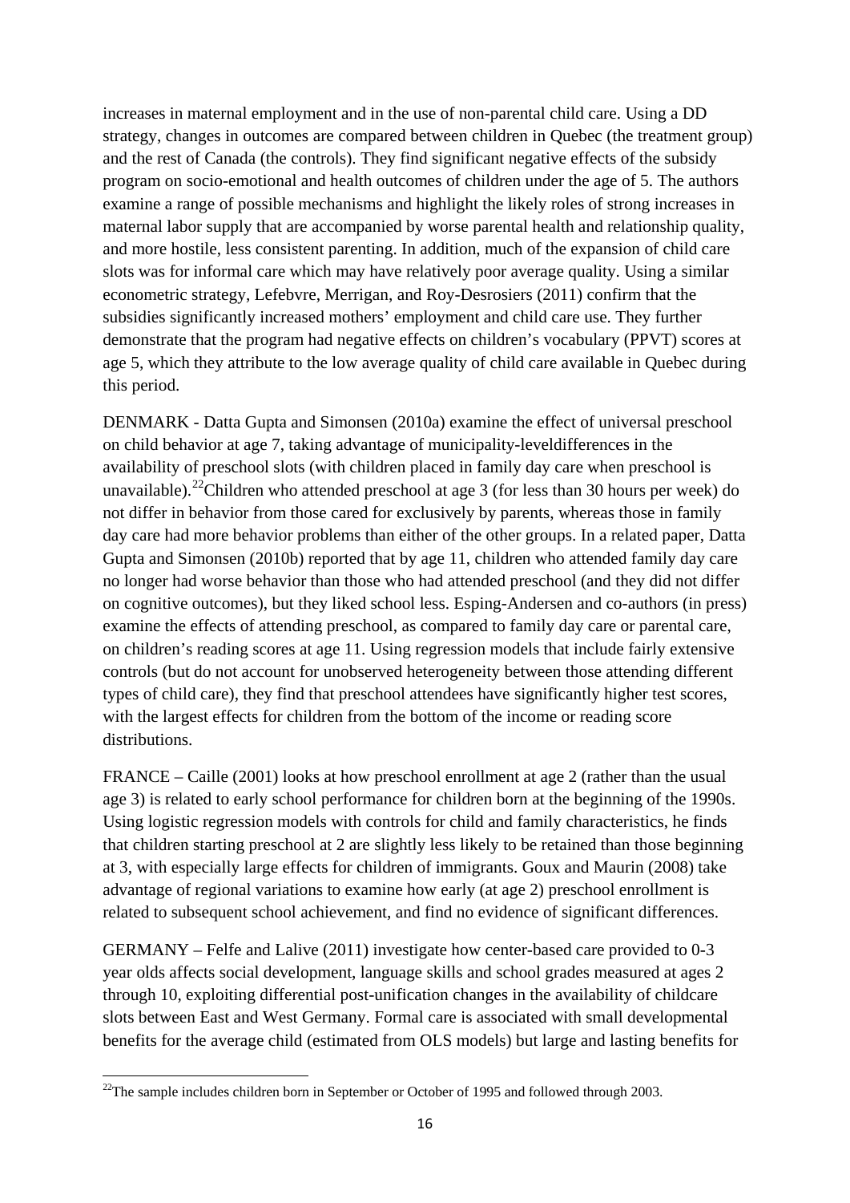increases in maternal employment and in the use of non-parental child care. Using a DD strategy, changes in outcomes are compared between children in Quebec (the treatment group) and the rest of Canada (the controls). They find significant negative effects of the subsidy program on socio-emotional and health outcomes of children under the age of 5. The authors examine a range of possible mechanisms and highlight the likely roles of strong increases in maternal labor supply that are accompanied by worse parental health and relationship quality, and more hostile, less consistent parenting. In addition, much of the expansion of child care slots was for informal care which may have relatively poor average quality. Using a similar econometric strategy, Lefebvre, Merrigan, and Roy-Desrosiers (2011) confirm that the subsidies significantly increased mothers' employment and child care use. They further demonstrate that the program had negative effects on children's vocabulary (PPVT) scores at age 5, which they attribute to the low average quality of child care available in Quebec during this period.

DENMARK - Datta Gupta and Simonsen (2010a) examine the effect of universal preschool on child behavior at age 7, taking advantage of municipality-leveldifferences in the availability of preschool slots (with children placed in family day care when preschool is unavailable).[22]Children who attended preschool at age 3 (for less than 30 hours per week) do not differ in behavior from those cared for exclusively by parents, whereas those in family day care had more behavior problems than either of the other groups. In a related paper, Datta Gupta and Simonsen (2010b) reported that by age 11, children who attended family day care no longer had worse behavior than those who had attended preschool (and they did not differ on cognitive outcomes), but they liked school less. Esping-Andersen and co-authors (in press) examine the effects of attending preschool, as compared to family day care or parental care, on children's reading scores at age 11. Using regression models that include fairly extensive controls (but do not account for unobserved heterogeneity between those attending different types of child care), they find that preschool attendees have significantly higher test scores, with the largest effects for children from the bottom of the income or reading score distributions.

FRANCE – Caille (2001) looks at how preschool enrollment at age 2 (rather than the usual age 3) is related to early school performance for children born at the beginning of the 1990s. Using logistic regression models with controls for child and family characteristics, he finds that children starting preschool at 2 are slightly less likely to be retained than those beginning at 3, with especially large effects for children of immigrants. Goux and Maurin (2008) take advantage of regional variations to examine how early (at age 2) preschool enrollment is related to subsequent school achievement, and find no evidence of significant differences.

GERMANY – Felfe and Lalive (2011) investigate how center-based care provided to 0-3 year olds affects social development, language skills and school grades measured at ages 2 through 10, exploiting differential post-unification changes in the availability of childcare slots between East and West Germany. Formal care is associated with small developmental benefits for the average child (estimated from OLS models) but large and lasting benefits for

[22]The sample includes children born in September or October of 1995 and followed through 2003.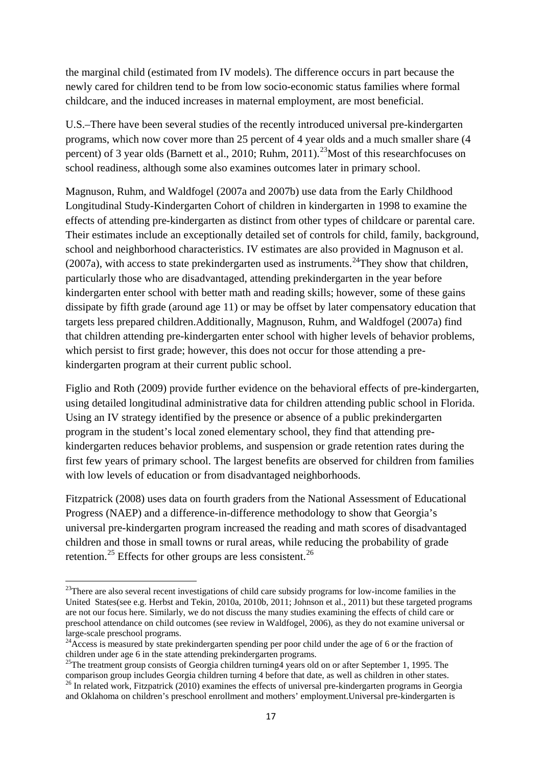the marginal child (estimated from IV models). The difference occurs in part because the newly cared for children tend to be from low socio-economic status families where formal childcare, and the induced increases in maternal employment, are most beneficial.

U.S.–There have been several studies of the recently introduced universal pre-kindergarten programs, which now cover more than 25 percent of 4 year olds and a much smaller share (4 percent) of 3 year olds (Barnett et al., 2010; Ruhm, 2011).[23]Most of this researchfocuses on school readiness, although some also examines outcomes later in primary school.

Magnuson, Ruhm, and Waldfogel (2007a and 2007b) use data from the Early Childhood Longitudinal Study-Kindergarten Cohort of children in kindergarten in 1998 to examine the effects of attending pre-kindergarten as distinct from other types of childcare or parental care. Their estimates include an exceptionally detailed set of controls for child, family, background, school and neighborhood characteristics. IV estimates are also provided in Magnuson et al. (2007a), with access to state prekindergarten used as instruments.[24]They show that children, particularly those who are disadvantaged, attending prekindergarten in the year before kindergarten enter school with better math and reading skills; however, some of these gains dissipate by fifth grade (around age 11) or may be offset by later compensatory education that targets less prepared children.Additionally, Magnuson, Ruhm, and Waldfogel (2007a) find that children attending pre-kindergarten enter school with higher levels of behavior problems, which persist to first grade; however, this does not occur for those attending a pre-kindergarten program at their current public school.

Figlio and Roth (2009) provide further evidence on the behavioral effects of pre-kindergarten, using detailed longitudinal administrative data for children attending public school in Florida. Using an IV strategy identified by the presence or absence of a public prekindergarten program in the student's local zoned elementary school, they find that attending pre-kindergarten reduces behavior problems, and suspension or grade retention rates during the first few years of primary school. The largest benefits are observed for children from families with low levels of education or from disadvantaged neighborhoods.

Fitzpatrick (2008) uses data on fourth graders from the National Assessment of Educational Progress (NAEP) and a difference-in-difference methodology to show that Georgia's universal pre-kindergarten program increased the reading and math scores of disadvantaged children and those in small towns or rural areas, while reducing the probability of grade retention.[25] Effects for other groups are less consistent.[26]

---

[23]There are also several recent investigations of child care subsidy programs for low-income families in the United States(see e.g. Herbst and Tekin, 2010a, 2010b, 2011; Johnson et al., 2011) but these targeted programs are not our focus here. Similarly, we do not discuss the many studies examining the effects of child care or preschool attendance on child outcomes (see review in Waldfogel, 2006), as they do not examine universal or large-scale preschool programs.

[24]Access is measured by state prekindergarten spending per poor child under the age of 6 or the fraction of children under age 6 in the state attending prekindergarten programs.

[25]The treatment group consists of Georgia children turning4 years old on or after September 1, 1995. The comparison group includes Georgia children turning 4 before that date, as well as children in other states.

[26] In related work, Fitzpatrick (2010) examines the effects of universal pre-kindergarten programs in Georgia and Oklahoma on children's preschool enrollment and mothers' employment.Universal pre-kindergarten is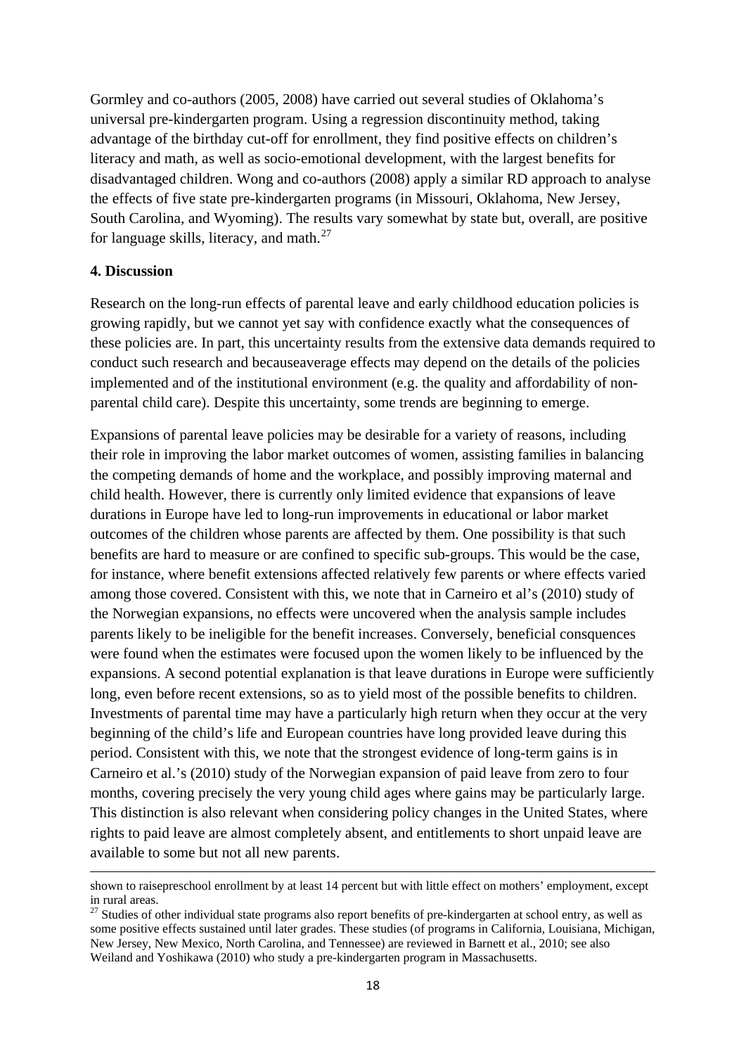Gormley and co-authors (2005, 2008) have carried out several studies of Oklahoma's universal pre-kindergarten program. Using a regression discontinuity method, taking advantage of the birthday cut-off for enrollment, they find positive effects on children's literacy and math, as well as socio-emotional development, with the largest benefits for disadvantaged children. Wong and co-authors (2008) apply a similar RD approach to analyse the effects of five state pre-kindergarten programs (in Missouri, Oklahoma, New Jersey, South Carolina, and Wyoming). The results vary somewhat by state but, overall, are positive for language skills, literacy, and math.[27]

**4. Discussion**

Research on the long-run effects of parental leave and early childhood education policies is growing rapidly, but we cannot yet say with confidence exactly what the consequences of these policies are. In part, this uncertainty results from the extensive data demands required to conduct such research and becauseaverage effects may depend on the details of the policies implemented and of the institutional environment (e.g. the quality and affordability of non-parental child care). Despite this uncertainty, some trends are beginning to emerge.

Expansions of parental leave policies may be desirable for a variety of reasons, including their role in improving the labor market outcomes of women, assisting families in balancing the competing demands of home and the workplace, and possibly improving maternal and child health. However, there is currently only limited evidence that expansions of leave durations in Europe have led to long-run improvements in educational or labor market outcomes of the children whose parents are affected by them. One possibility is that such benefits are hard to measure or are confined to specific sub-groups. This would be the case, for instance, where benefit extensions affected relatively few parents or where effects varied among those covered. Consistent with this, we note that in Carneiro et al's (2010) study of the Norwegian expansions, no effects were uncovered when the analysis sample includes parents likely to be ineligible for the benefit increases. Conversely, beneficial consquences were found when the estimates were focused upon the women likely to be influenced by the expansions. A second potential explanation is that leave durations in Europe were sufficiently long, even before recent extensions, so as to yield most of the possible benefits to children. Investments of parental time may have a particularly high return when they occur at the very beginning of the child's life and European countries have long provided leave during this period. Consistent with this, we note that the strongest evidence of long-term gains is in Carneiro et al.'s (2010) study of the Norwegian expansion of paid leave from zero to four months, covering precisely the very young child ages where gains may be particularly large. This distinction is also relevant when considering policy changes in the United States, where rights to paid leave are almost completely absent, and entitlements to short unpaid leave are available to some but not all new parents.

---

shown to raisepreschool enrollment by at least 14 percent but with little effect on mothers' employment, except in rural areas.

[27] Studies of other individual state programs also report benefits of pre-kindergarten at school entry, as well as some positive effects sustained until later grades. These studies (of programs in California, Louisiana, Michigan, New Jersey, New Mexico, North Carolina, and Tennessee) are reviewed in Barnett et al., 2010; see also Weiland and Yoshikawa (2010) who study a pre-kindergarten program in Massachusetts.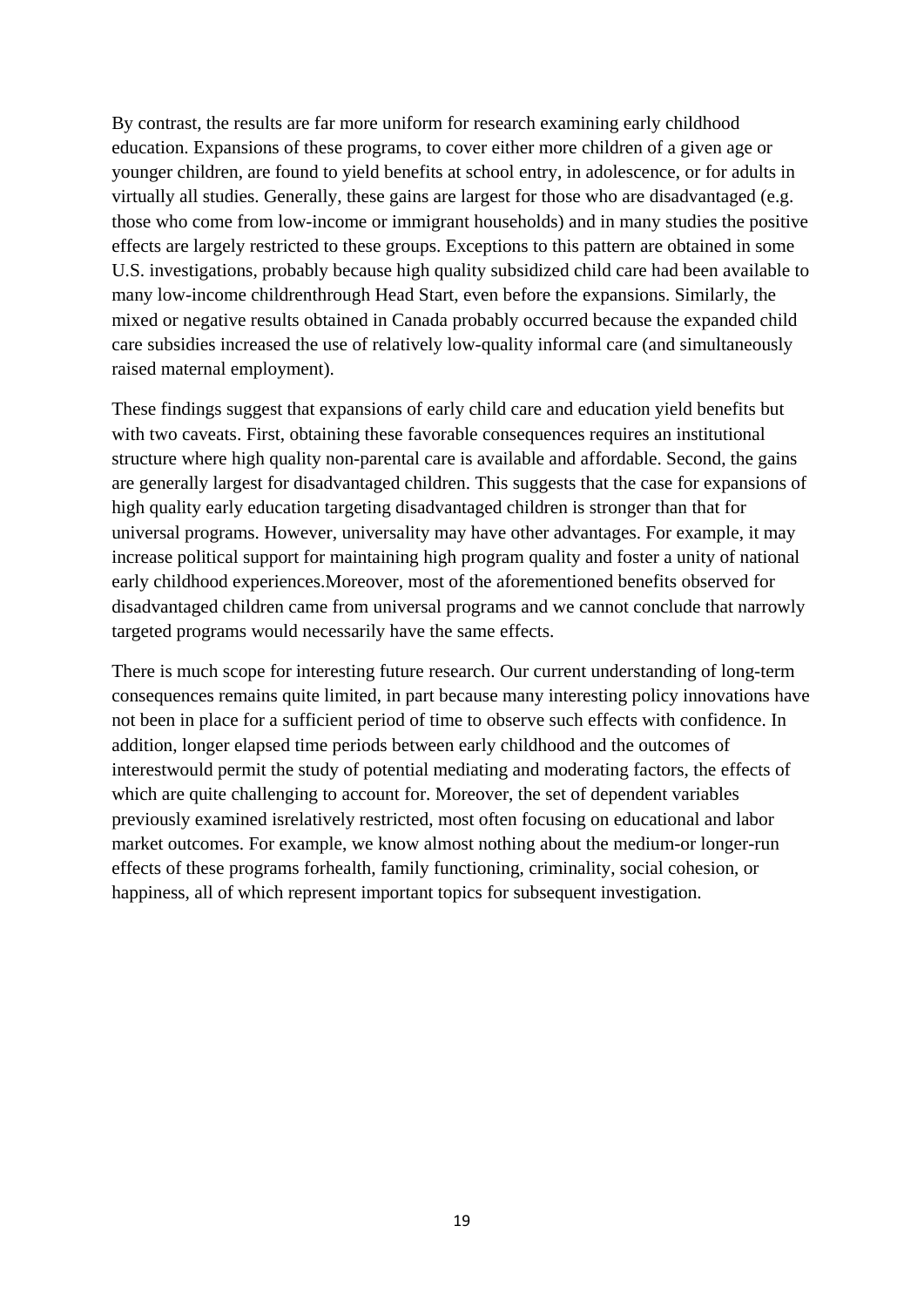By contrast, the results are far more uniform for research examining early childhood education. Expansions of these programs, to cover either more children of a given age or younger children, are found to yield benefits at school entry, in adolescence, or for adults in virtually all studies. Generally, these gains are largest for those who are disadvantaged (e.g. those who come from low-income or immigrant households) and in many studies the positive effects are largely restricted to these groups. Exceptions to this pattern are obtained in some U.S. investigations, probably because high quality subsidized child care had been available to many low-income childrenthrough Head Start, even before the expansions. Similarly, the mixed or negative results obtained in Canada probably occurred because the expanded child care subsidies increased the use of relatively low-quality informal care (and simultaneously raised maternal employment).

These findings suggest that expansions of early child care and education yield benefits but with two caveats. First, obtaining these favorable consequences requires an institutional structure where high quality non-parental care is available and affordable. Second, the gains are generally largest for disadvantaged children. This suggests that the case for expansions of high quality early education targeting disadvantaged children is stronger than that for universal programs. However, universality may have other advantages. For example, it may increase political support for maintaining high program quality and foster a unity of national early childhood experiences.Moreover, most of the aforementioned benefits observed for disadvantaged children came from universal programs and we cannot conclude that narrowly targeted programs would necessarily have the same effects.

There is much scope for interesting future research. Our current understanding of long-term consequences remains quite limited, in part because many interesting policy innovations have not been in place for a sufficient period of time to observe such effects with confidence. In addition, longer elapsed time periods between early childhood and the outcomes of interestwould permit the study of potential mediating and moderating factors, the effects of which are quite challenging to account for. Moreover, the set of dependent variables previously examined isrelatively restricted, most often focusing on educational and labor market outcomes. For example, we know almost nothing about the medium-or longer-run effects of these programs forhealth, family functioning, criminality, social cohesion, or happiness, all of which represent important topics for subsequent investigation.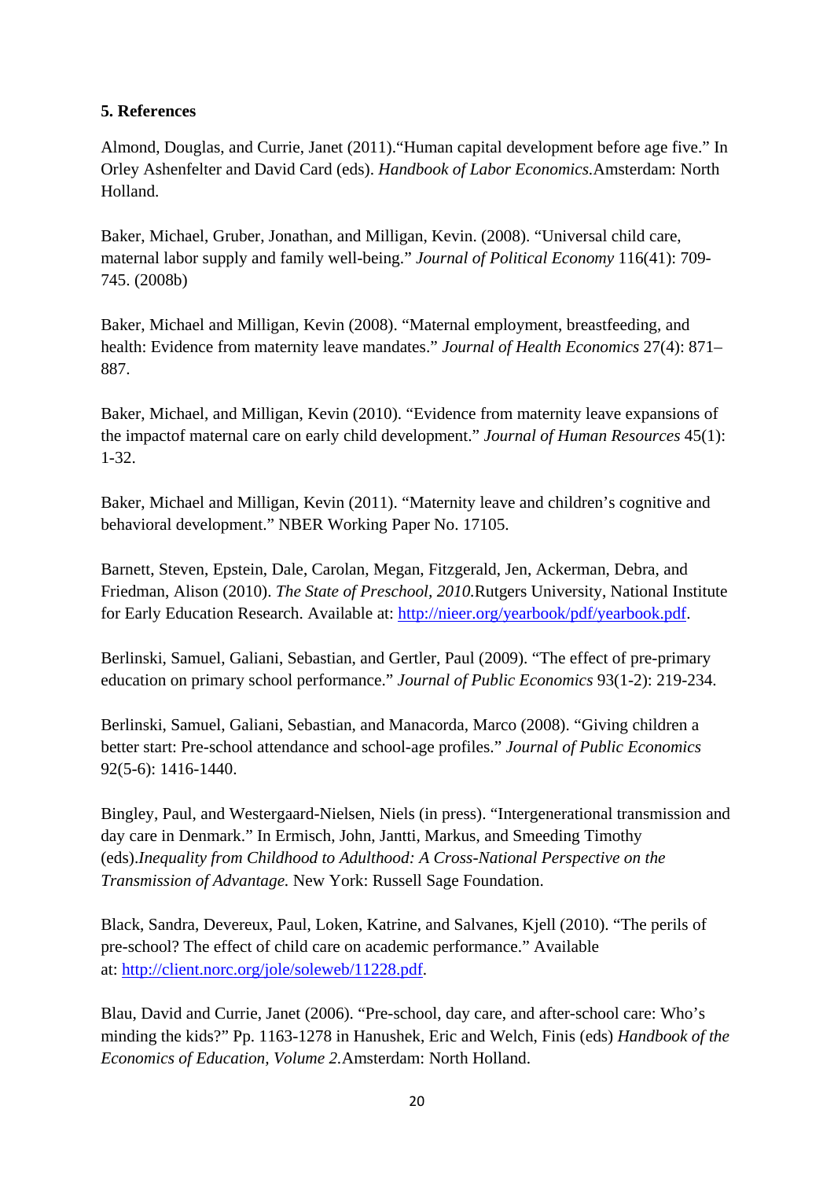**5. References**

Almond, Douglas, and Currie, Janet (2011).“Human capital development before age five.” In Orley Ashenfelter and David Card (eds). *Handbook of Labor Economics.*Amsterdam: North Holland.

Baker, Michael, Gruber, Jonathan, and Milligan, Kevin. (2008). “Universal child care, maternal labor supply and family well-being.” *Journal of Political Economy* 116(41): 709-745. (2008b)

Baker, Michael and Milligan, Kevin (2008). “Maternal employment, breastfeeding, and health: Evidence from maternity leave mandates.” *Journal of Health Economics* 27(4): 871–887.

Baker, Michael, and Milligan, Kevin (2010). “Evidence from maternity leave expansions of the impactof maternal care on early child development.” *Journal of Human Resources* 45(1): 1-32.

Baker, Michael and Milligan, Kevin (2011). “Maternity leave and children’s cognitive and behavioral development.” NBER Working Paper No. 17105.

Barnett, Steven, Epstein, Dale, Carolan, Megan, Fitzgerald, Jen, Ackerman, Debra, and Friedman, Alison (2010). *The State of Preschool, 2010.*Rutgers University, National Institute for Early Education Research. Available at: http://nieer.org/yearbook/pdf/yearbook.pdf.

Berlinski, Samuel, Galiani, Sebastian, and Gertler, Paul (2009). “The effect of pre-primary education on primary school performance.” *Journal of Public Economics* 93(1-2): 219-234.

Berlinski, Samuel, Galiani, Sebastian, and Manacorda, Marco (2008). “Giving children a better start: Pre-school attendance and school-age profiles.” *Journal of Public Economics* 92(5-6): 1416-1440.

Bingley, Paul, and Westergaard-Nielsen, Niels (in press). “Intergenerational transmission and day care in Denmark.” In Ermisch, John, Jantti, Markus, and Smeeding Timothy (eds).*Inequality from Childhood to Adulthood: A Cross-National Perspective on the Transmission of Advantage.* New York: Russell Sage Foundation.

Black, Sandra, Devereux, Paul, Loken, Katrine, and Salvanes, Kjell (2010). “The perils of pre-school? The effect of child care on academic performance.” Available at: http://client.norc.org/jole/soleweb/11228.pdf.

Blau, David and Currie, Janet (2006). “Pre-school, day care, and after-school care: Who’s minding the kids?” Pp. 1163-1278 in Hanushek, Eric and Welch, Finis (eds) *Handbook of the Economics of Education, Volume 2.*Amsterdam: North Holland.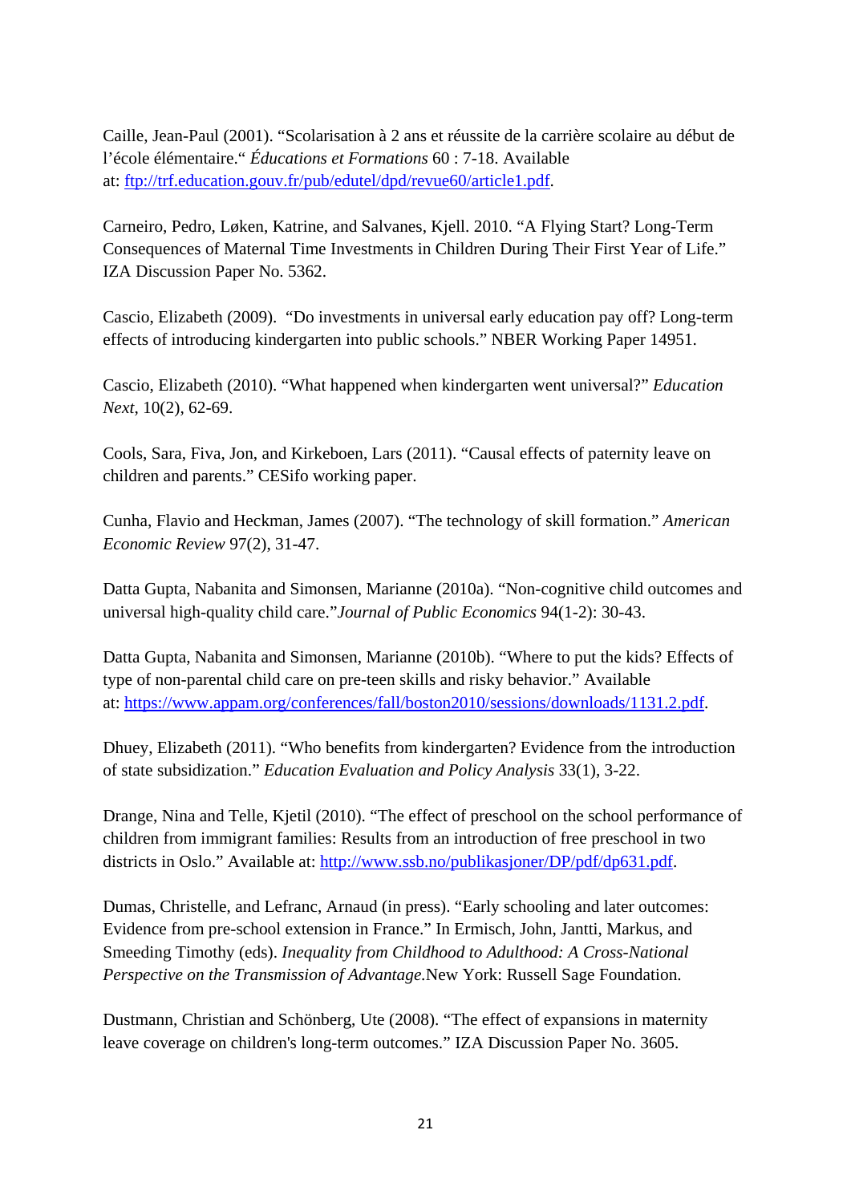Caille, Jean-Paul (2001). "Scolarisation à 2 ans et réussite de la carrière scolaire au début de l'école élémentaire." *Éducations et Formations* 60 : 7-18. Available at: [ftp://trf.education.gouv.fr/pub/edutel/dpd/revue60/article1.pdf](ftp://trf.education.gouv.fr/pub/edutel/dpd/revue60/article1.pdf).

Carneiro, Pedro, Løken, Katrine, and Salvanes, Kjell. 2010. "A Flying Start? Long-Term Consequences of Maternal Time Investments in Children During Their First Year of Life." IZA Discussion Paper No. 5362.

Cascio, Elizabeth (2009). "Do investments in universal early education pay off? Long-term effects of introducing kindergarten into public schools." NBER Working Paper 14951.

Cascio, Elizabeth (2010). "What happened when kindergarten went universal?" *Education Next*, 10(2), 62-69.

Cools, Sara, Fiva, Jon, and Kirkeboen, Lars (2011). "Causal effects of paternity leave on children and parents." CESifo working paper.

Cunha, Flavio and Heckman, James (2007). "The technology of skill formation." *American Economic Review* 97(2), 31-47.

Datta Gupta, Nabanita and Simonsen, Marianne (2010a). "Non-cognitive child outcomes and universal high-quality child care."*Journal of Public Economics* 94(1-2): 30-43.

Datta Gupta, Nabanita and Simonsen, Marianne (2010b). "Where to put the kids? Effects of type of non-parental child care on pre-teen skills and risky behavior." Available at: [https://www.appam.org/conferences/fall/boston2010/sessions/downloads/1131.2.pdf](https://www.appam.org/conferences/fall/boston2010/sessions/downloads/1131.2.pdf).

Dhuey, Elizabeth (2011). "Who benefits from kindergarten? Evidence from the introduction of state subsidization." *Education Evaluation and Policy Analysis* 33(1), 3-22.

Drange, Nina and Telle, Kjetil (2010). "The effect of preschool on the school performance of children from immigrant families: Results from an introduction of free preschool in two districts in Oslo." Available at: [http://www.ssb.no/publikasjoner/DP/pdf/dp631.pdf](http://www.ssb.no/publikasjoner/DP/pdf/dp631.pdf).

Dumas, Christelle, and Lefranc, Arnaud (in press). "Early schooling and later outcomes: Evidence from pre-school extension in France." In Ermisch, John, Jantti, Markus, and Smeeding Timothy (eds). *Inequality from Childhood to Adulthood: A Cross-National Perspective on the Transmission of Advantage.*New York: Russell Sage Foundation.

Dustmann, Christian and Schönberg, Ute (2008). "The effect of expansions in maternity leave coverage on children's long-term outcomes." IZA Discussion Paper No. 3605.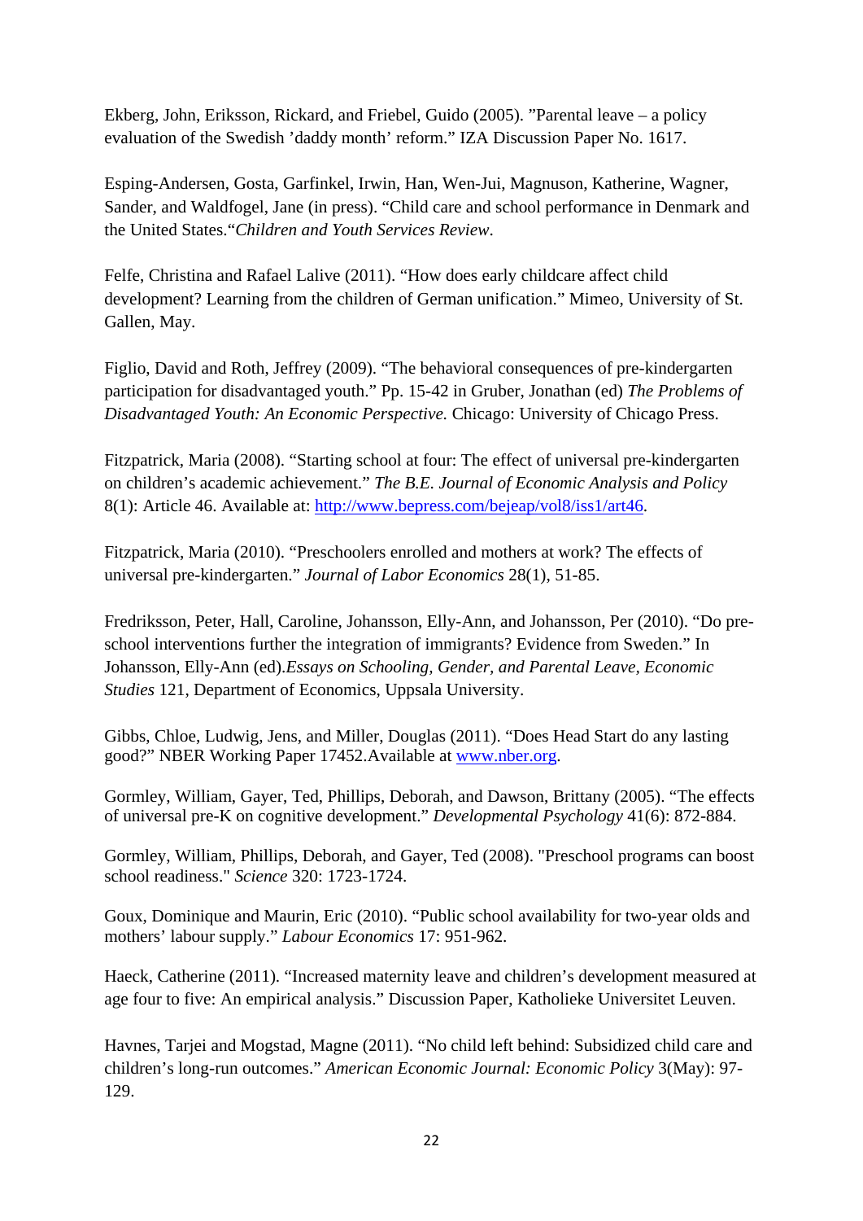Ekberg, John, Eriksson, Rickard, and Friebel, Guido (2005). ”Parental leave – a policy evaluation of the Swedish ’daddy month’ reform.” IZA Discussion Paper No. 1617.

Esping-Andersen, Gosta, Garfinkel, Irwin, Han, Wen-Jui, Magnuson, Katherine, Wagner, Sander, and Waldfogel, Jane (in press). “Child care and school performance in Denmark and the United States.“*Children and Youth Services Review*.

Felfe, Christina and Rafael Lalive (2011). “How does early childcare affect child development? Learning from the children of German unification.” Mimeo, University of St. Gallen, May.

Figlio, David and Roth, Jeffrey (2009). “The behavioral consequences of pre-kindergarten participation for disadvantaged youth.” Pp. 15-42 in Gruber, Jonathan (ed) *The Problems of Disadvantaged Youth: An Economic Perspective.* Chicago: University of Chicago Press.

Fitzpatrick, Maria (2008). “Starting school at four: The effect of universal pre-kindergarten on children’s academic achievement.” *The B.E. Journal of Economic Analysis and Policy* 8(1): Article 46. Available at: http://www.bepress.com/bejeap/vol8/iss1/art46.

Fitzpatrick, Maria (2010). “Preschoolers enrolled and mothers at work? The effects of universal pre-kindergarten.” *Journal of Labor Economics* 28(1), 51-85.

Fredriksson, Peter, Hall, Caroline, Johansson, Elly-Ann, and Johansson, Per (2010). “Do pre-school interventions further the integration of immigrants? Evidence from Sweden.” In Johansson, Elly-Ann (ed).*Essays on Schooling, Gender, and Parental Leave, Economic Studies* 121, Department of Economics, Uppsala University.

Gibbs, Chloe, Ludwig, Jens, and Miller, Douglas (2011). “Does Head Start do any lasting good?” NBER Working Paper 17452.Available at www.nber.org.

Gormley, William, Gayer, Ted, Phillips, Deborah, and Dawson, Brittany (2005). “The effects of universal pre-K on cognitive development.” *Developmental Psychology* 41(6): 872-884.

Gormley, William, Phillips, Deborah, and Gayer, Ted (2008). "Preschool programs can boost school readiness." *Science* 320: 1723-1724.

Goux, Dominique and Maurin, Eric (2010). “Public school availability for two-year olds and mothers’ labour supply.” *Labour Economics* 17: 951-962.

Haeck, Catherine (2011). “Increased maternity leave and children’s development measured at age four to five: An empirical analysis.” Discussion Paper, Katholieke Universitet Leuven.

Havnes, Tarjei and Mogstad, Magne (2011). “No child left behind: Subsidized child care and children’s long-run outcomes.” *American Economic Journal: Economic Policy* 3(May): 97-129.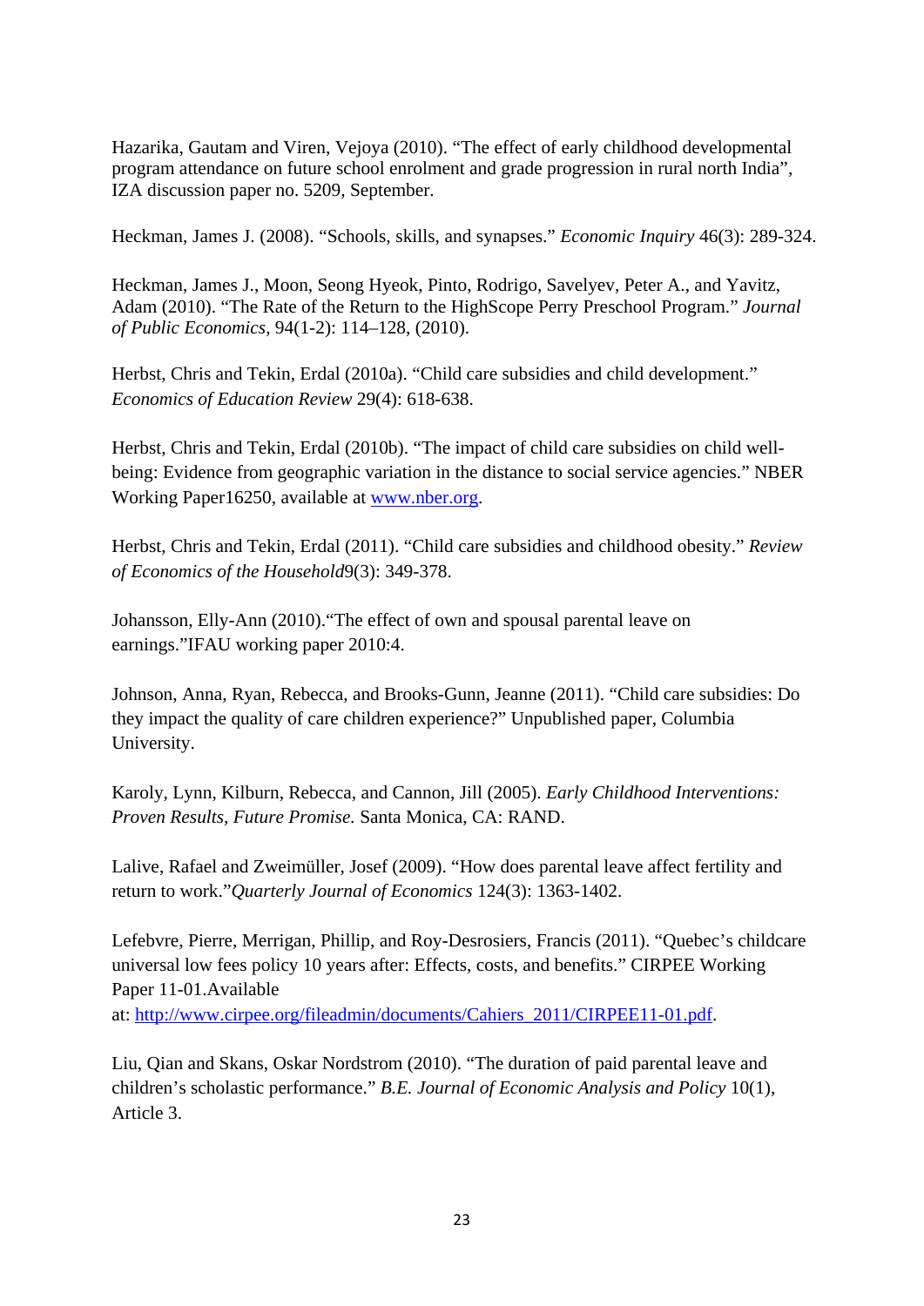Hazarika, Gautam and Viren, Vejoya (2010). "The effect of early childhood developmental program attendance on future school enrolment and grade progression in rural north India", IZA discussion paper no. 5209, September.

Heckman, James J. (2008). "Schools, skills, and synapses." *Economic Inquiry* 46(3): 289-324.

Heckman, James J., Moon, Seong Hyeok, Pinto, Rodrigo, Savelyev, Peter A., and Yavitz, Adam (2010). "The Rate of the Return to the HighScope Perry Preschool Program." *Journal of Public Economics*, 94(1-2): 114–128, (2010).

Herbst, Chris and Tekin, Erdal (2010a). "Child care subsidies and child development." *Economics of Education Review* 29(4): 618-638.

Herbst, Chris and Tekin, Erdal (2010b). "The impact of child care subsidies on child well-being: Evidence from geographic variation in the distance to social service agencies." NBER Working Paper16250, available at [www.nber.org](www.nber.org).

Herbst, Chris and Tekin, Erdal (2011). "Child care subsidies and childhood obesity." *Review of Economics of the Household*9(3): 349-378.

Johansson, Elly-Ann (2010)."The effect of own and spousal parental leave on earnings."IFAU working paper 2010:4.

Johnson, Anna, Ryan, Rebecca, and Brooks-Gunn, Jeanne (2011). "Child care subsidies: Do they impact the quality of care children experience?" Unpublished paper, Columbia University.

Karoly, Lynn, Kilburn, Rebecca, and Cannon, Jill (2005). *Early Childhood Interventions: Proven Results, Future Promise.* Santa Monica, CA: RAND.

Lalive, Rafael and Zweimüller, Josef (2009). "How does parental leave affect fertility and return to work."*Quarterly Journal of Economics* 124(3): 1363-1402.

Lefebvre, Pierre, Merrigan, Phillip, and Roy-Desrosiers, Francis (2011). "Quebec's childcare universal low fees policy 10 years after: Effects, costs, and benefits." CIRPEE Working Paper 11-01.Available at: [http://www.cirpee.org/fileadmin/documents/Cahiers_2011/CIRPEE11-01.pdf](http://www.cirpee.org/fileadmin/documents/Cahiers_2011/CIRPEE11-01.pdf).

Liu, Qian and Skans, Oskar Nordstrom (2010). "The duration of paid parental leave and children's scholastic performance." *B.E. Journal of Economic Analysis and Policy* 10(1), Article 3.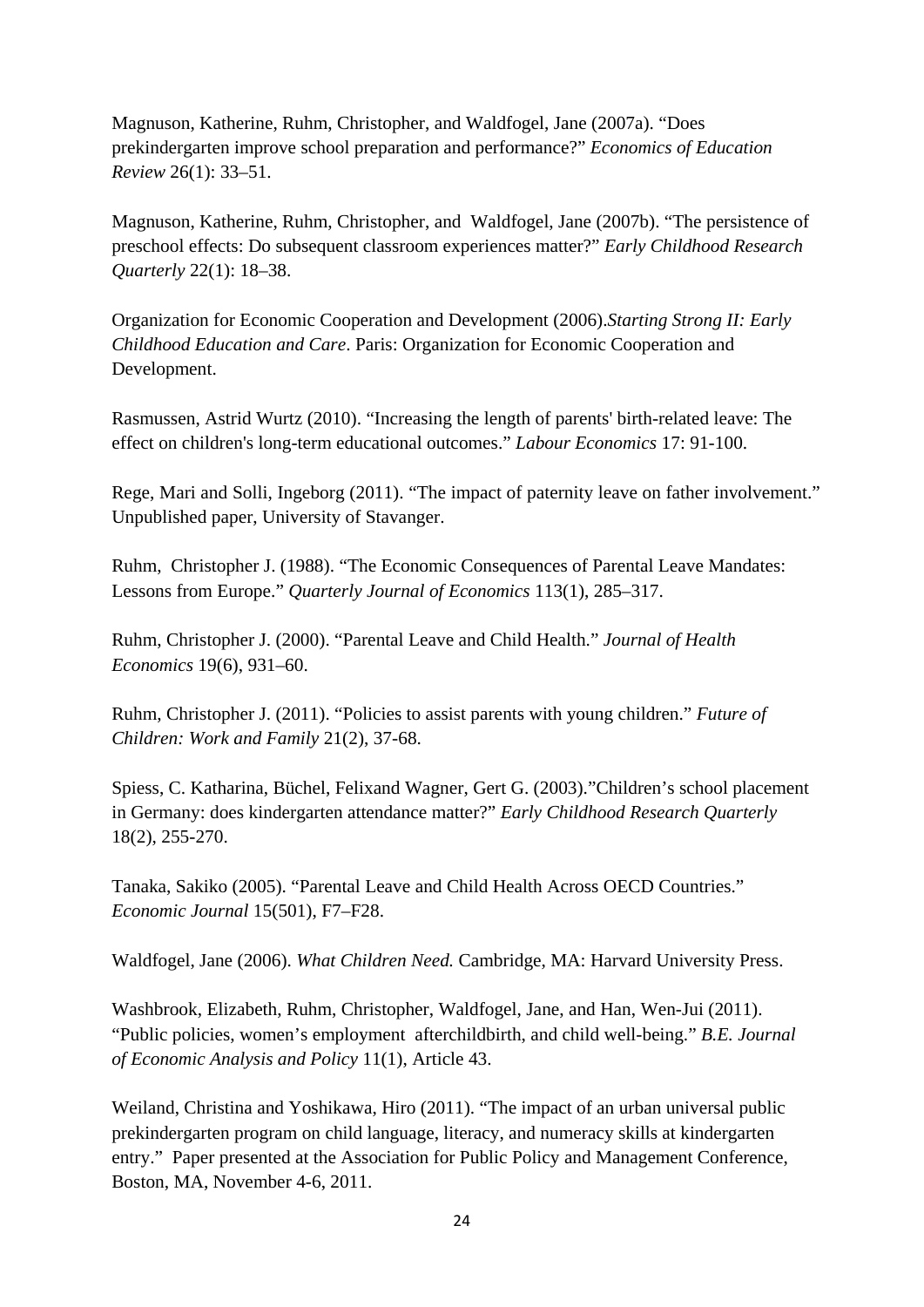Magnuson, Katherine, Ruhm, Christopher, and Waldfogel, Jane (2007a). "Does prekindergarten improve school preparation and performance?" *Economics of Education Review* 26(1): 33–51.

Magnuson, Katherine, Ruhm, Christopher, and Waldfogel, Jane (2007b). "The persistence of preschool effects: Do subsequent classroom experiences matter?" *Early Childhood Research Quarterly* 22(1): 18–38.

Organization for Economic Cooperation and Development (2006).*Starting Strong II: Early Childhood Education and Care*. Paris: Organization for Economic Cooperation and Development.

Rasmussen, Astrid Wurtz (2010). "Increasing the length of parents' birth-related leave: The effect on children's long-term educational outcomes." *Labour Economics* 17: 91-100.

Rege, Mari and Solli, Ingeborg (2011). "The impact of paternity leave on father involvement." Unpublished paper, University of Stavanger.

Ruhm, Christopher J. (1988). "The Economic Consequences of Parental Leave Mandates: Lessons from Europe." *Quarterly Journal of Economics* 113(1), 285–317.

Ruhm, Christopher J. (2000). "Parental Leave and Child Health." *Journal of Health Economics* 19(6), 931–60.

Ruhm, Christopher J. (2011). "Policies to assist parents with young children." *Future of Children: Work and Family* 21(2), 37-68.

Spiess, C. Katharina, Büchel, Felixand Wagner, Gert G. (2003)."Children's school placement in Germany: does kindergarten attendance matter?" *Early Childhood Research Quarterly* 18(2), 255-270.

Tanaka, Sakiko (2005). "Parental Leave and Child Health Across OECD Countries." *Economic Journal* 15(501), F7–F28.

Waldfogel, Jane (2006). *What Children Need.* Cambridge, MA: Harvard University Press.

Washbrook, Elizabeth, Ruhm, Christopher, Waldfogel, Jane, and Han, Wen-Jui (2011). "Public policies, women's employment afterchildbirth, and child well-being." *B.E. Journal of Economic Analysis and Policy* 11(1), Article 43.

Weiland, Christina and Yoshikawa, Hiro (2011). "The impact of an urban universal public prekindergarten program on child language, literacy, and numeracy skills at kindergarten entry." Paper presented at the Association for Public Policy and Management Conference, Boston, MA, November 4-6, 2011.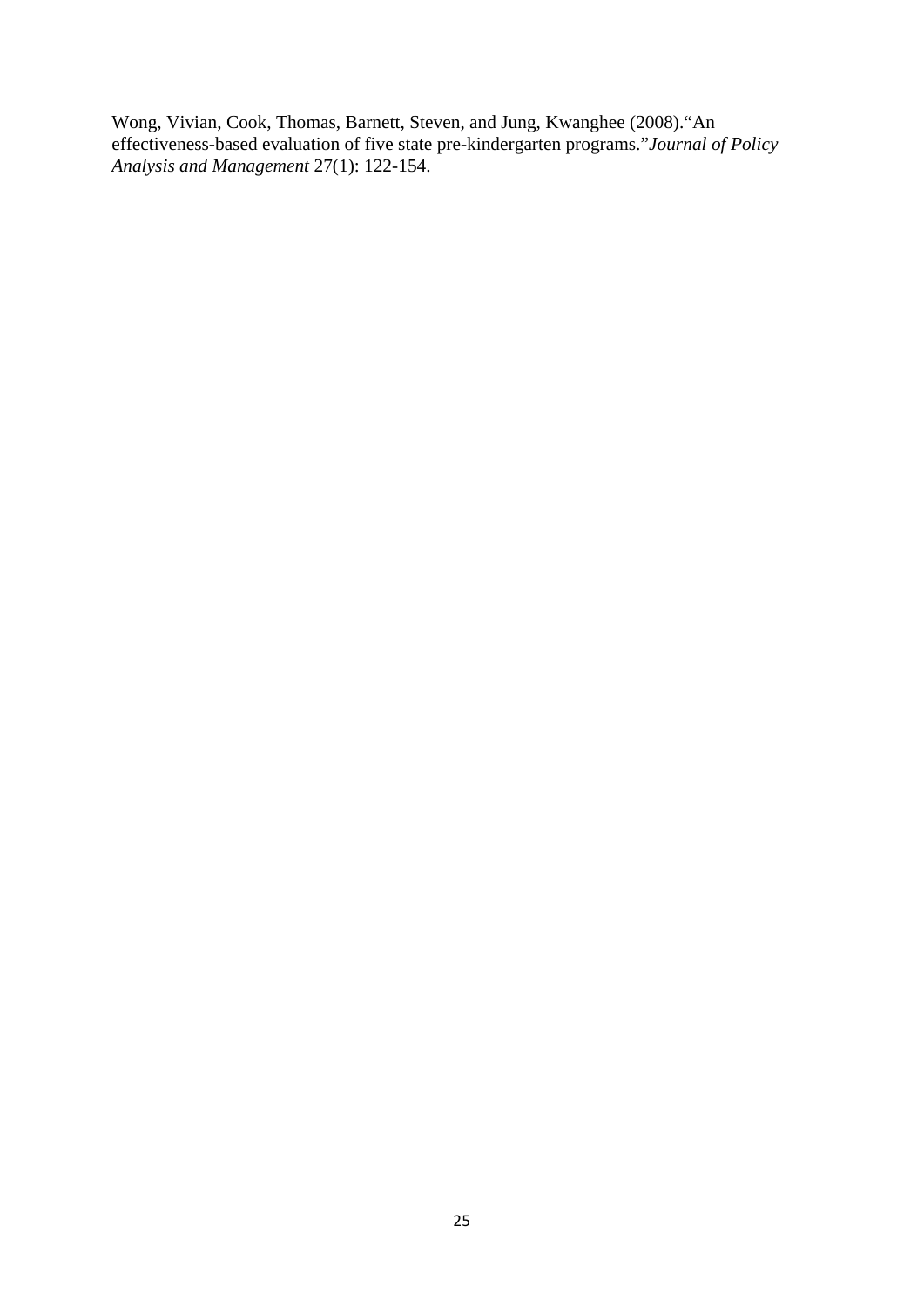Wong, Vivian, Cook, Thomas, Barnett, Steven, and Jung, Kwanghee (2008)."An effectiveness-based evaluation of five state pre-kindergarten programs."*Journal of Policy Analysis and Management* 27(1): 122-154.